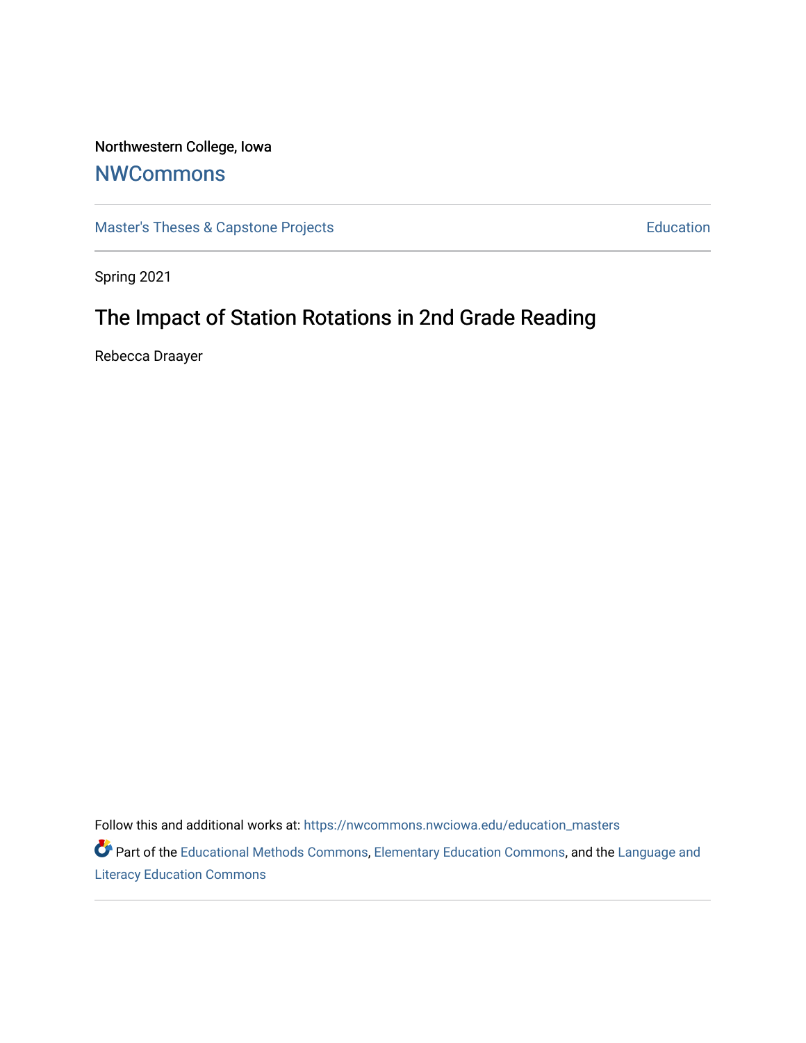Northwestern College, Iowa

## NWCommons

Master's Theses & Capstone Projects | Education

Spring 2021

# The Impact of Station Rotations in 2nd Grade Reading

Rebecca Draayer

Follow this and additional works at: https://nwcommons.nwciowa.edu/education_masters

Part of the Educational Methods Commons, Elementary Education Commons, and the Language and Literacy Education Commons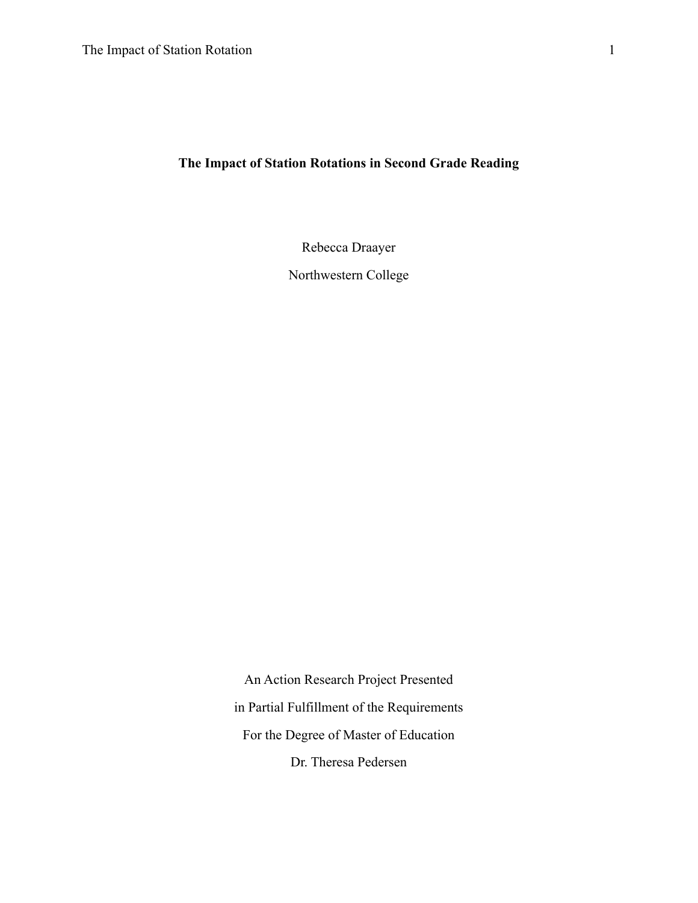# The Impact of Station Rotations in Second Grade Reading

Rebecca Draayer

Northwestern College

An Action Research Project Presented

in Partial Fulfillment of the Requirements

For the Degree of Master of Education

Dr. Theresa Pedersen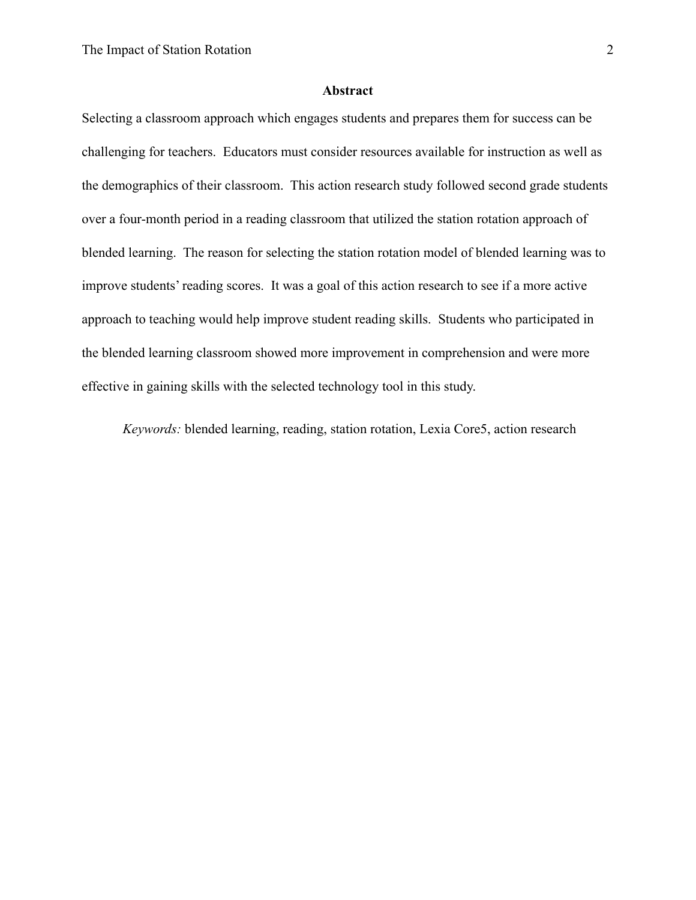## Abstract

Selecting a classroom approach which engages students and prepares them for success can be challenging for teachers. Educators must consider resources available for instruction as well as the demographics of their classroom. This action research study followed second grade students over a four-month period in a reading classroom that utilized the station rotation approach of blended learning. The reason for selecting the station rotation model of blended learning was to improve students' reading scores. It was a goal of this action research to see if a more active approach to teaching would help improve student reading skills. Students who participated in the blended learning classroom showed more improvement in comprehension and were more effective in gaining skills with the selected technology tool in this study.

*Keywords:* blended learning, reading, station rotation, Lexia Core5, action research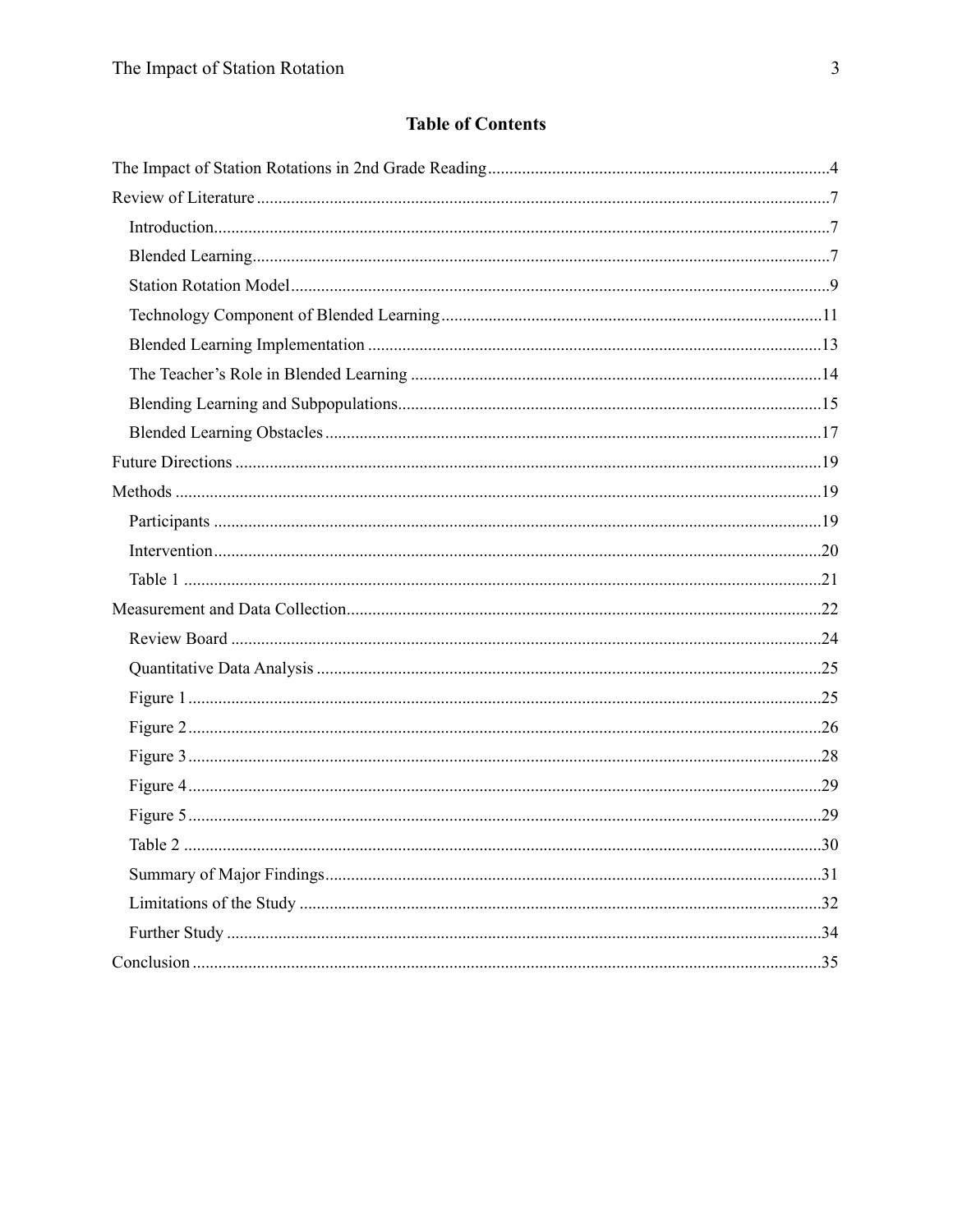## Table of Contents

The Impact of Station Rotations in 2nd Grade Reading ........................................ 4

Review of Literature ........................................ 7

- Introduction ........................................ 7
- Blended Learning ........................................ 7
- Station Rotation Model ........................................ 9
- Technology Component of Blended Learning ........................................ 11
- Blended Learning Implementation ........................................ 13
- The Teacher's Role in Blended Learning ........................................ 14
- Blending Learning and Subpopulations ........................................ 15
- Blended Learning Obstacles ........................................ 17

Future Directions ........................................ 19

Methods ........................................ 19

- Participants ........................................ 19
- Intervention ........................................ 20
- Table 1 ........................................ 21

Measurement and Data Collection ........................................ 22

- Review Board ........................................ 24
- Quantitative Data Analysis ........................................ 25
- Figure 1 ........................................ 25
- Figure 2 ........................................ 26
- Figure 3 ........................................ 28
- Figure 4 ........................................ 29
- Figure 5 ........................................ 29
- Table 2 ........................................ 30
- Summary of Major Findings ........................................ 31
- Limitations of the Study ........................................ 32
- Further Study ........................................ 34

Conclusion ........................................ 35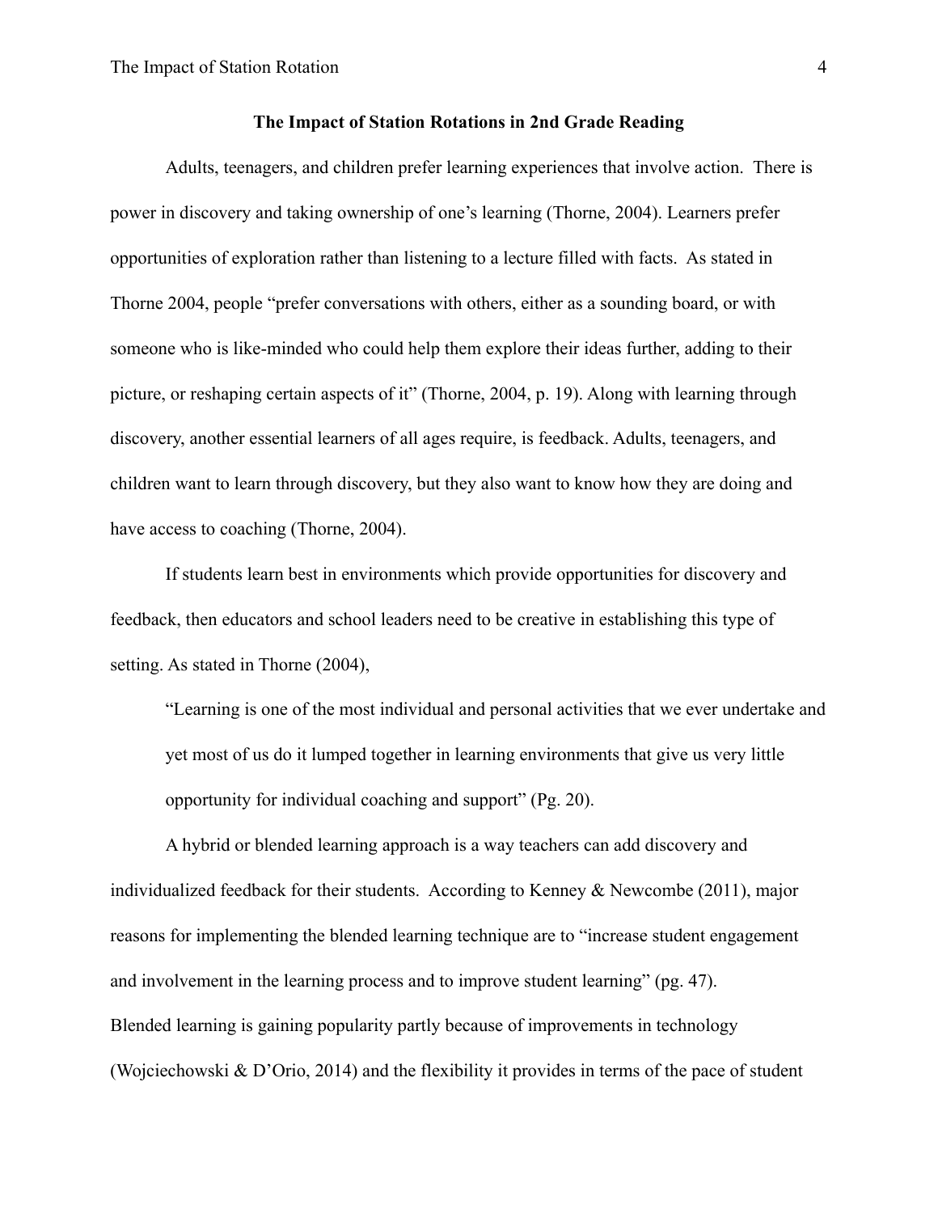## The Impact of Station Rotations in 2nd Grade Reading

Adults, teenagers, and children prefer learning experiences that involve action. There is power in discovery and taking ownership of one's learning (Thorne, 2004). Learners prefer opportunities of exploration rather than listening to a lecture filled with facts. As stated in Thorne 2004, people "prefer conversations with others, either as a sounding board, or with someone who is like-minded who could help them explore their ideas further, adding to their picture, or reshaping certain aspects of it" (Thorne, 2004, p. 19). Along with learning through discovery, another essential learners of all ages require, is feedback. Adults, teenagers, and children want to learn through discovery, but they also want to know how they are doing and have access to coaching (Thorne, 2004).

If students learn best in environments which provide opportunities for discovery and feedback, then educators and school leaders need to be creative in establishing this type of setting. As stated in Thorne (2004),

> "Learning is one of the most individual and personal activities that we ever undertake and yet most of us do it lumped together in learning environments that give us very little opportunity for individual coaching and support" (Pg. 20).

A hybrid or blended learning approach is a way teachers can add discovery and individualized feedback for their students. According to Kenney & Newcombe (2011), major reasons for implementing the blended learning technique are to "increase student engagement and involvement in the learning process and to improve student learning" (pg. 47).

Blended learning is gaining popularity partly because of improvements in technology (Wojciechowski & D'Orio, 2014) and the flexibility it provides in terms of the pace of student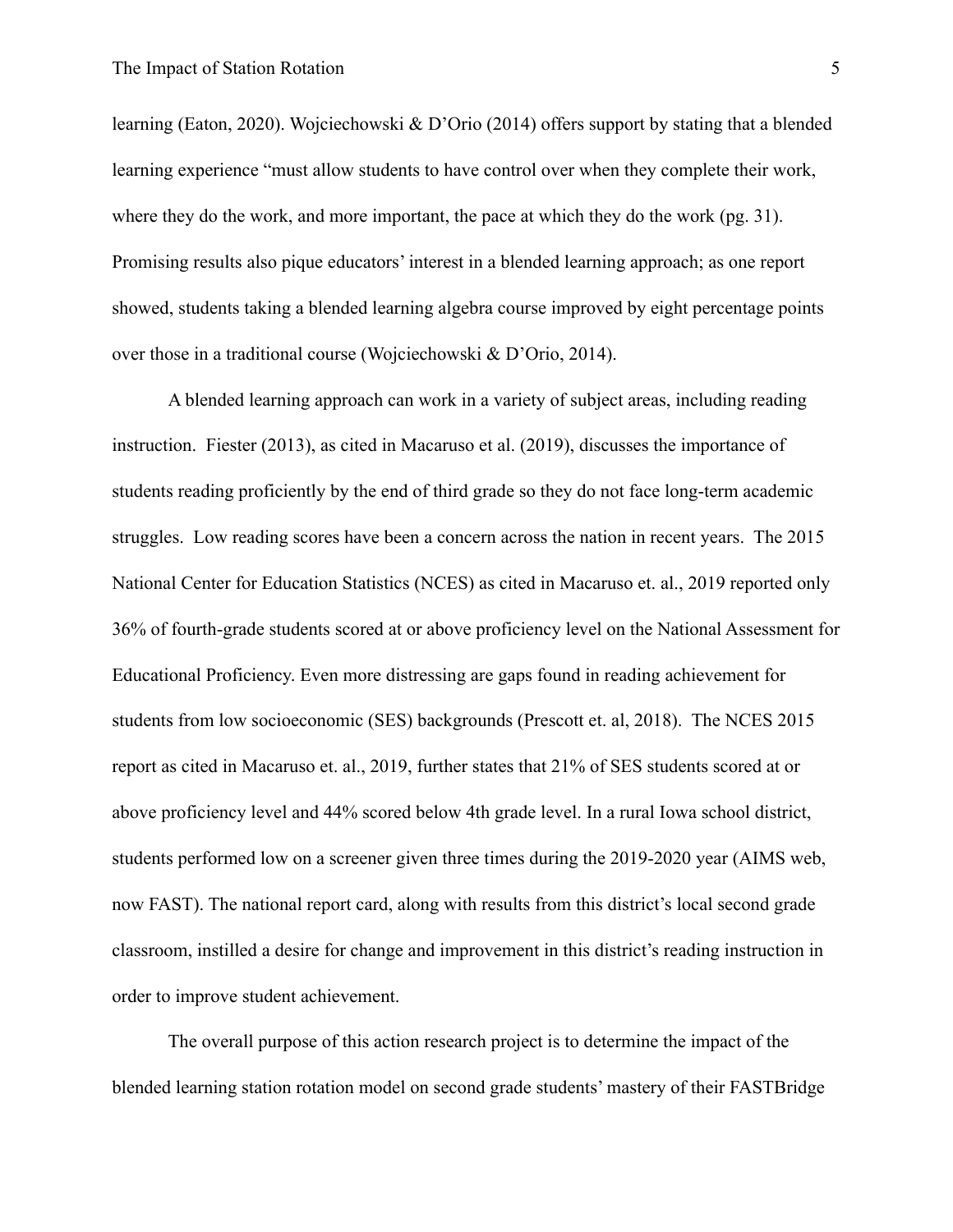learning (Eaton, 2020). Wojciechowski & D'Orio (2014) offers support by stating that a blended learning experience "must allow students to have control over when they complete their work, where they do the work, and more important, the pace at which they do the work (pg. 31). Promising results also pique educators' interest in a blended learning approach; as one report showed, students taking a blended learning algebra course improved by eight percentage points over those in a traditional course (Wojciechowski & D'Orio, 2014).

A blended learning approach can work in a variety of subject areas, including reading instruction. Fiester (2013), as cited in Macaruso et al. (2019), discusses the importance of students reading proficiently by the end of third grade so they do not face long-term academic struggles. Low reading scores have been a concern across the nation in recent years. The 2015 National Center for Education Statistics (NCES) as cited in Macaruso et. al., 2019 reported only 36% of fourth-grade students scored at or above proficiency level on the National Assessment for Educational Proficiency. Even more distressing are gaps found in reading achievement for students from low socioeconomic (SES) backgrounds (Prescott et. al, 2018). The NCES 2015 report as cited in Macaruso et. al., 2019, further states that 21% of SES students scored at or above proficiency level and 44% scored below 4th grade level. In a rural Iowa school district, students performed low on a screener given three times during the 2019-2020 year (AIMS web, now FAST). The national report card, along with results from this district's local second grade classroom, instilled a desire for change and improvement in this district's reading instruction in order to improve student achievement.

The overall purpose of this action research project is to determine the impact of the blended learning station rotation model on second grade students' mastery of their FASTBridge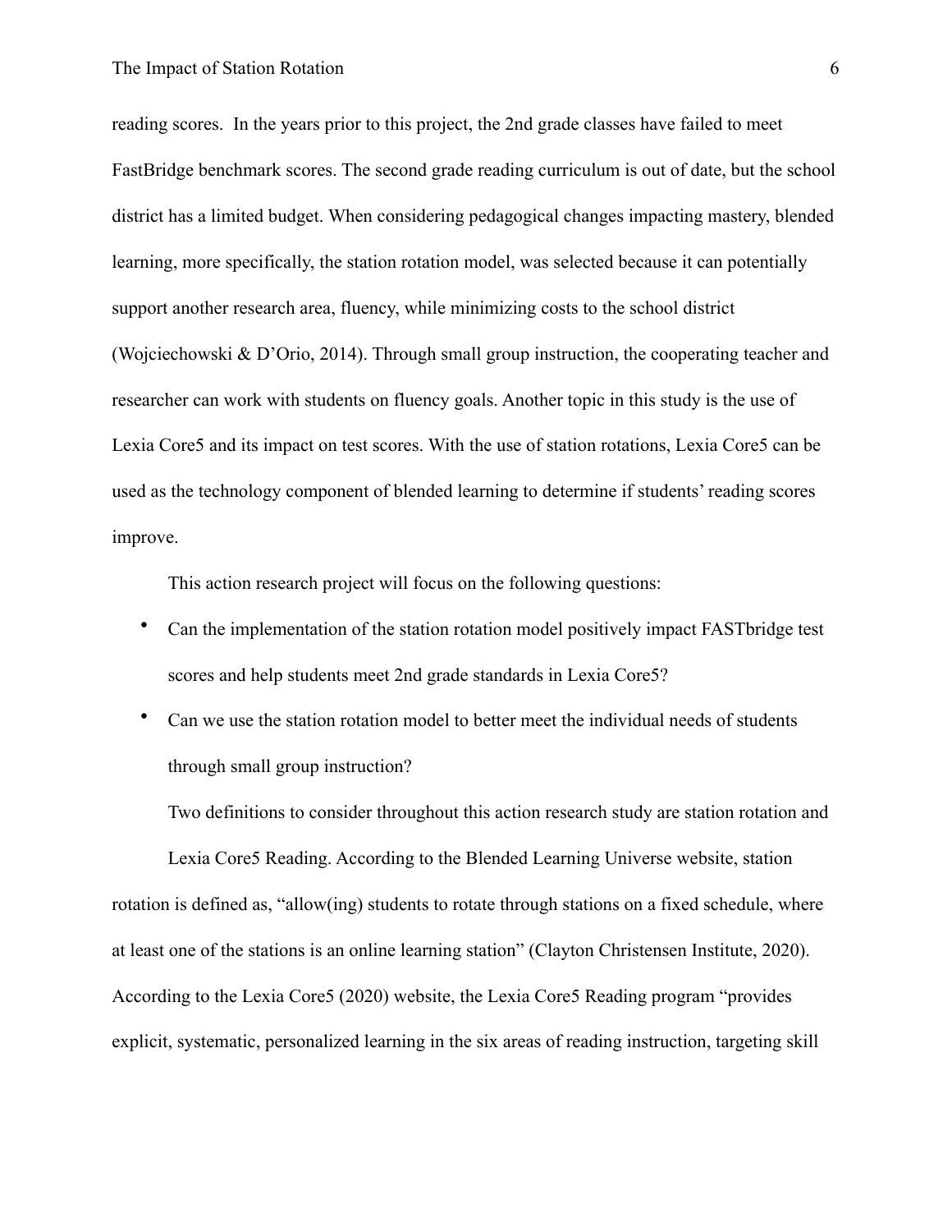reading scores.  In the years prior to this project, the 2nd grade classes have failed to meet FastBridge benchmark scores. The second grade reading curriculum is out of date, but the school district has a limited budget. When considering pedagogical changes impacting mastery, blended learning, more specifically, the station rotation model, was selected because it can potentially support another research area, fluency, while minimizing costs to the school district (Wojciechowski & D'Orio, 2014). Through small group instruction, the cooperating teacher and researcher can work with students on fluency goals. Another topic in this study is the use of Lexia Core5 and its impact on test scores. With the use of station rotations, Lexia Core5 can be used as the technology component of blended learning to determine if students' reading scores improve.

This action research project will focus on the following questions:

- Can the implementation of the station rotation model positively impact FASTbridge test scores and help students meet 2nd grade standards in Lexia Core5?
- Can we use the station rotation model to better meet the individual needs of students through small group instruction?

Two definitions to consider throughout this action research study are station rotation and Lexia Core5 Reading. According to the Blended Learning Universe website, station rotation is defined as, "allow(ing) students to rotate through stations on a fixed schedule, where at least one of the stations is an online learning station" (Clayton Christensen Institute, 2020). According to the Lexia Core5 (2020) website, the Lexia Core5 Reading program "provides explicit, systematic, personalized learning in the six areas of reading instruction, targeting skill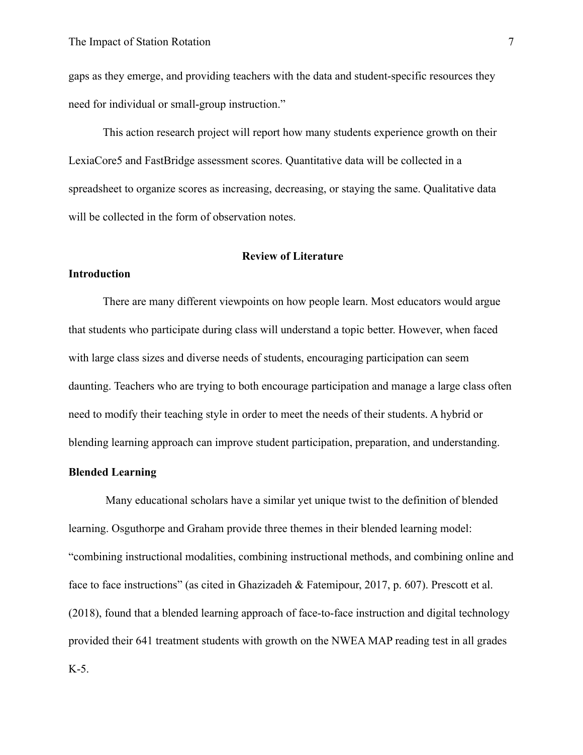gaps as they emerge, and providing teachers with the data and student-specific resources they need for individual or small-group instruction."

This action research project will report how many students experience growth on their LexiaCore5 and FastBridge assessment scores. Quantitative data will be collected in a spreadsheet to organize scores as increasing, decreasing, or staying the same. Qualitative data will be collected in the form of observation notes.

## Review of Literature

### Introduction

There are many different viewpoints on how people learn. Most educators would argue that students who participate during class will understand a topic better. However, when faced with large class sizes and diverse needs of students, encouraging participation can seem daunting. Teachers who are trying to both encourage participation and manage a large class often need to modify their teaching style in order to meet the needs of their students. A hybrid or blending learning approach can improve student participation, preparation, and understanding.

### Blended Learning

Many educational scholars have a similar yet unique twist to the definition of blended learning. Osguthorpe and Graham provide three themes in their blended learning model: "combining instructional modalities, combining instructional methods, and combining online and face to face instructions" (as cited in Ghazizadeh & Fatemipour, 2017, p. 607). Prescott et al. (2018), found that a blended learning approach of face-to-face instruction and digital technology provided their 641 treatment students with growth on the NWEA MAP reading test in all grades K-5.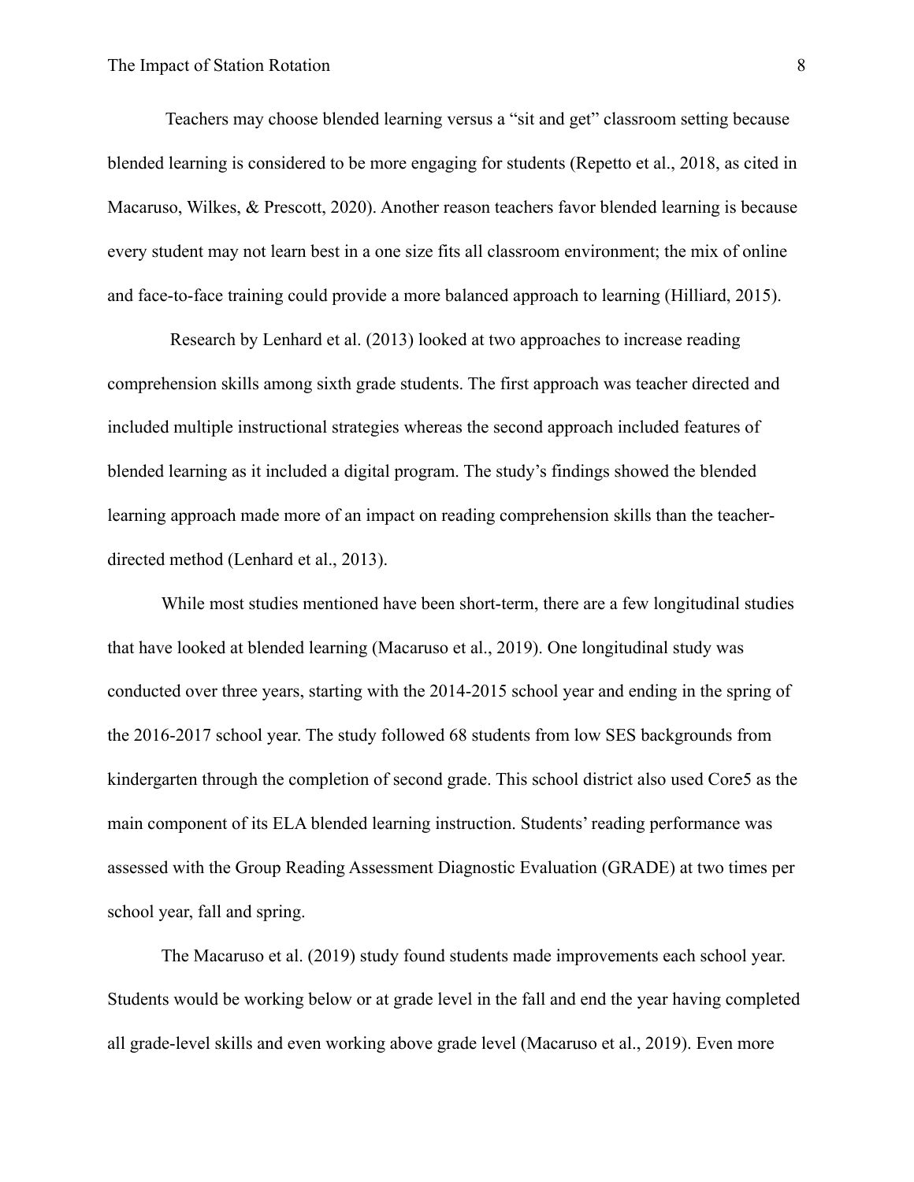Teachers may choose blended learning versus a "sit and get" classroom setting because blended learning is considered to be more engaging for students (Repetto et al., 2018, as cited in Macaruso, Wilkes, & Prescott, 2020). Another reason teachers favor blended learning is because every student may not learn best in a one size fits all classroom environment; the mix of online and face-to-face training could provide a more balanced approach to learning (Hilliard, 2015).

Research by Lenhard et al. (2013) looked at two approaches to increase reading comprehension skills among sixth grade students. The first approach was teacher directed and included multiple instructional strategies whereas the second approach included features of blended learning as it included a digital program. The study's findings showed the blended learning approach made more of an impact on reading comprehension skills than the teacher-directed method (Lenhard et al., 2013).

While most studies mentioned have been short-term, there are a few longitudinal studies that have looked at blended learning (Macaruso et al., 2019). One longitudinal study was conducted over three years, starting with the 2014-2015 school year and ending in the spring of the 2016-2017 school year. The study followed 68 students from low SES backgrounds from kindergarten through the completion of second grade. This school district also used Core5 as the main component of its ELA blended learning instruction. Students' reading performance was assessed with the Group Reading Assessment Diagnostic Evaluation (GRADE) at two times per school year, fall and spring.

The Macaruso et al. (2019) study found students made improvements each school year. Students would be working below or at grade level in the fall and end the year having completed all grade-level skills and even working above grade level (Macaruso et al., 2019). Even more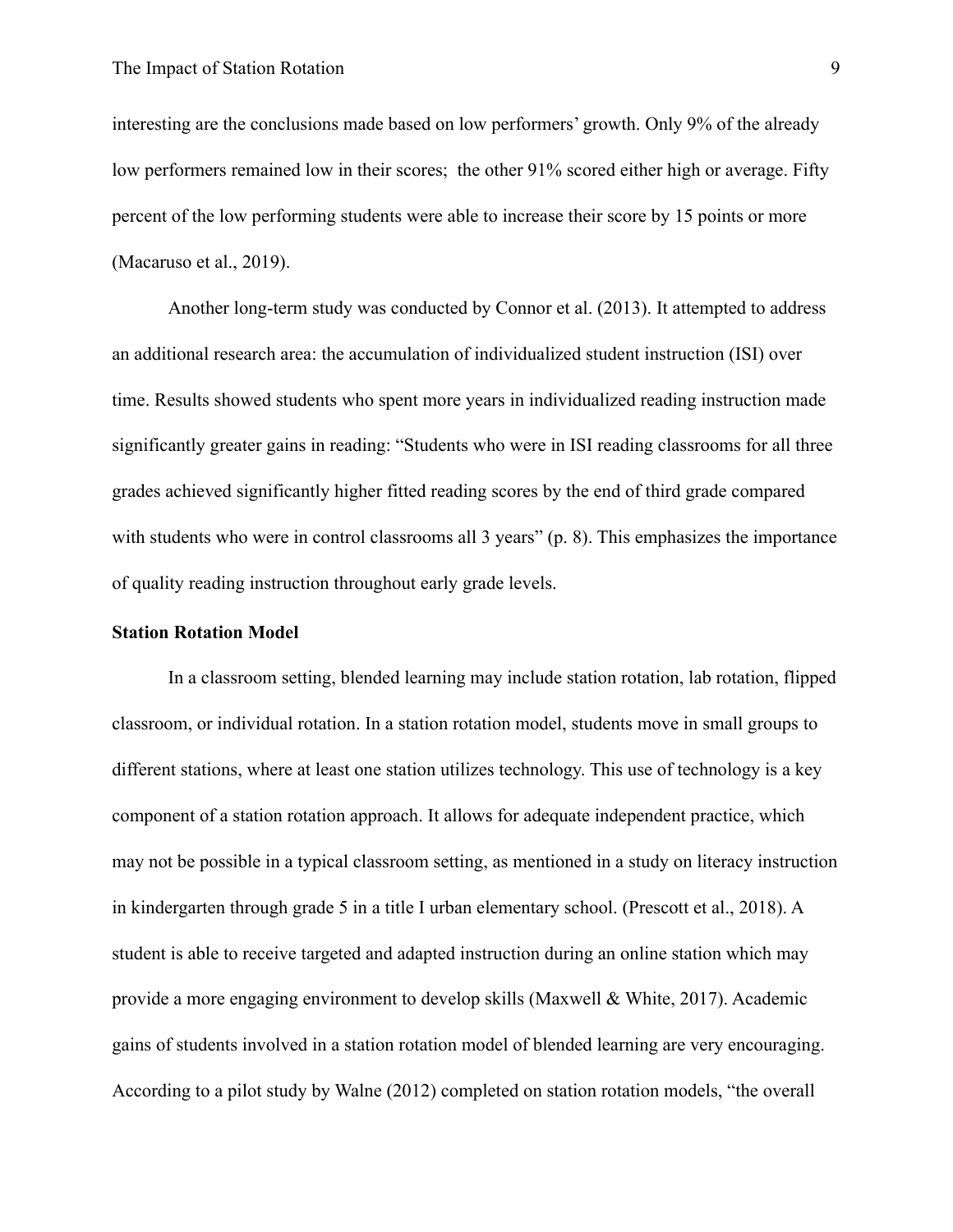interesting are the conclusions made based on low performers' growth. Only 9% of the already low performers remained low in their scores;  the other 91% scored either high or average. Fifty percent of the low performing students were able to increase their score by 15 points or more (Macaruso et al., 2019).

Another long-term study was conducted by Connor et al. (2013). It attempted to address an additional research area: the accumulation of individualized student instruction (ISI) over time. Results showed students who spent more years in individualized reading instruction made significantly greater gains in reading: "Students who were in ISI reading classrooms for all three grades achieved significantly higher fitted reading scores by the end of third grade compared with students who were in control classrooms all 3 years" (p. 8). This emphasizes the importance of quality reading instruction throughout early grade levels.

**Station Rotation Model**

In a classroom setting, blended learning may include station rotation, lab rotation, flipped classroom, or individual rotation. In a station rotation model, students move in small groups to different stations, where at least one station utilizes technology. This use of technology is a key component of a station rotation approach. It allows for adequate independent practice, which may not be possible in a typical classroom setting, as mentioned in a study on literacy instruction in kindergarten through grade 5 in a title I urban elementary school. (Prescott et al., 2018). A student is able to receive targeted and adapted instruction during an online station which may provide a more engaging environment to develop skills (Maxwell & White, 2017). Academic gains of students involved in a station rotation model of blended learning are very encouraging. According to a pilot study by Walne (2012) completed on station rotation models, "the overall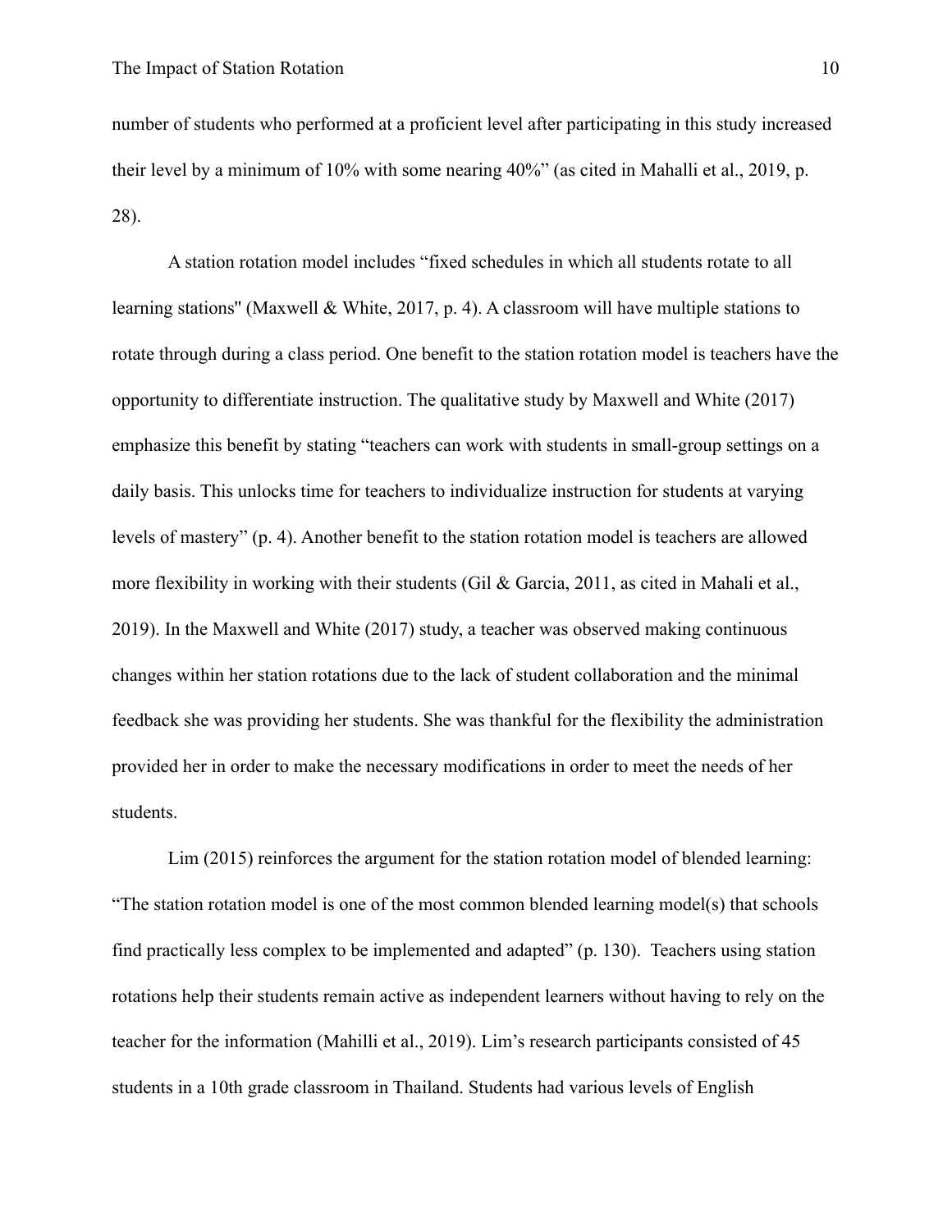number of students who performed at a proficient level after participating in this study increased their level by a minimum of 10% with some nearing 40%" (as cited in Mahalli et al., 2019, p. 28).

A station rotation model includes "fixed schedules in which all students rotate to all learning stations" (Maxwell & White, 2017, p. 4). A classroom will have multiple stations to rotate through during a class period. One benefit to the station rotation model is teachers have the opportunity to differentiate instruction. The qualitative study by Maxwell and White (2017) emphasize this benefit by stating "teachers can work with students in small-group settings on a daily basis. This unlocks time for teachers to individualize instruction for students at varying levels of mastery" (p. 4). Another benefit to the station rotation model is teachers are allowed more flexibility in working with their students (Gil & Garcia, 2011, as cited in Mahali et al., 2019). In the Maxwell and White (2017) study, a teacher was observed making continuous changes within her station rotations due to the lack of student collaboration and the minimal feedback she was providing her students. She was thankful for the flexibility the administration provided her in order to make the necessary modifications in order to meet the needs of her students.

Lim (2015) reinforces the argument for the station rotation model of blended learning: "The station rotation model is one of the most common blended learning model(s) that schools find practically less complex to be implemented and adapted" (p. 130). Teachers using station rotations help their students remain active as independent learners without having to rely on the teacher for the information (Mahilli et al., 2019). Lim's research participants consisted of 45 students in a 10th grade classroom in Thailand. Students had various levels of English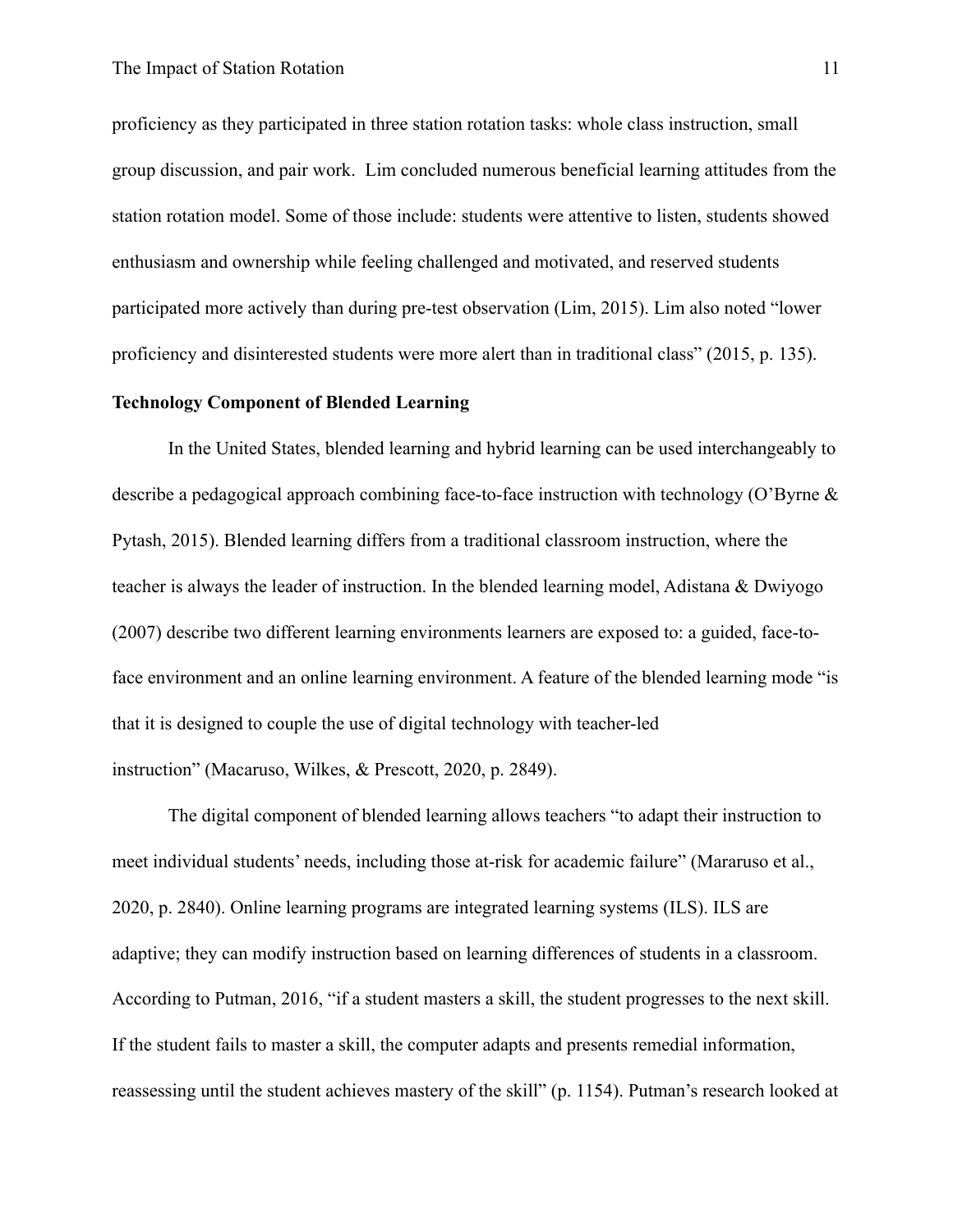proficiency as they participated in three station rotation tasks: whole class instruction, small group discussion, and pair work. Lim concluded numerous beneficial learning attitudes from the station rotation model. Some of those include: students were attentive to listen, students showed enthusiasm and ownership while feeling challenged and motivated, and reserved students participated more actively than during pre-test observation (Lim, 2015). Lim also noted "lower proficiency and disinterested students were more alert than in traditional class" (2015, p. 135).

**Technology Component of Blended Learning**

In the United States, blended learning and hybrid learning can be used interchangeably to describe a pedagogical approach combining face-to-face instruction with technology (O'Byrne & Pytash, 2015). Blended learning differs from a traditional classroom instruction, where the teacher is always the leader of instruction. In the blended learning model, Adistana & Dwiyogo (2007) describe two different learning environments learners are exposed to: a guided, face-to-face environment and an online learning environment. A feature of the blended learning mode "is that it is designed to couple the use of digital technology with teacher-led instruction" (Macaruso, Wilkes, & Prescott, 2020, p. 2849).

The digital component of blended learning allows teachers "to adapt their instruction to meet individual students' needs, including those at-risk for academic failure" (Mararuso et al., 2020, p. 2840). Online learning programs are integrated learning systems (ILS). ILS are adaptive; they can modify instruction based on learning differences of students in a classroom. According to Putman, 2016, "if a student masters a skill, the student progresses to the next skill. If the student fails to master a skill, the computer adapts and presents remedial information, reassessing until the student achieves mastery of the skill" (p. 1154). Putman's research looked at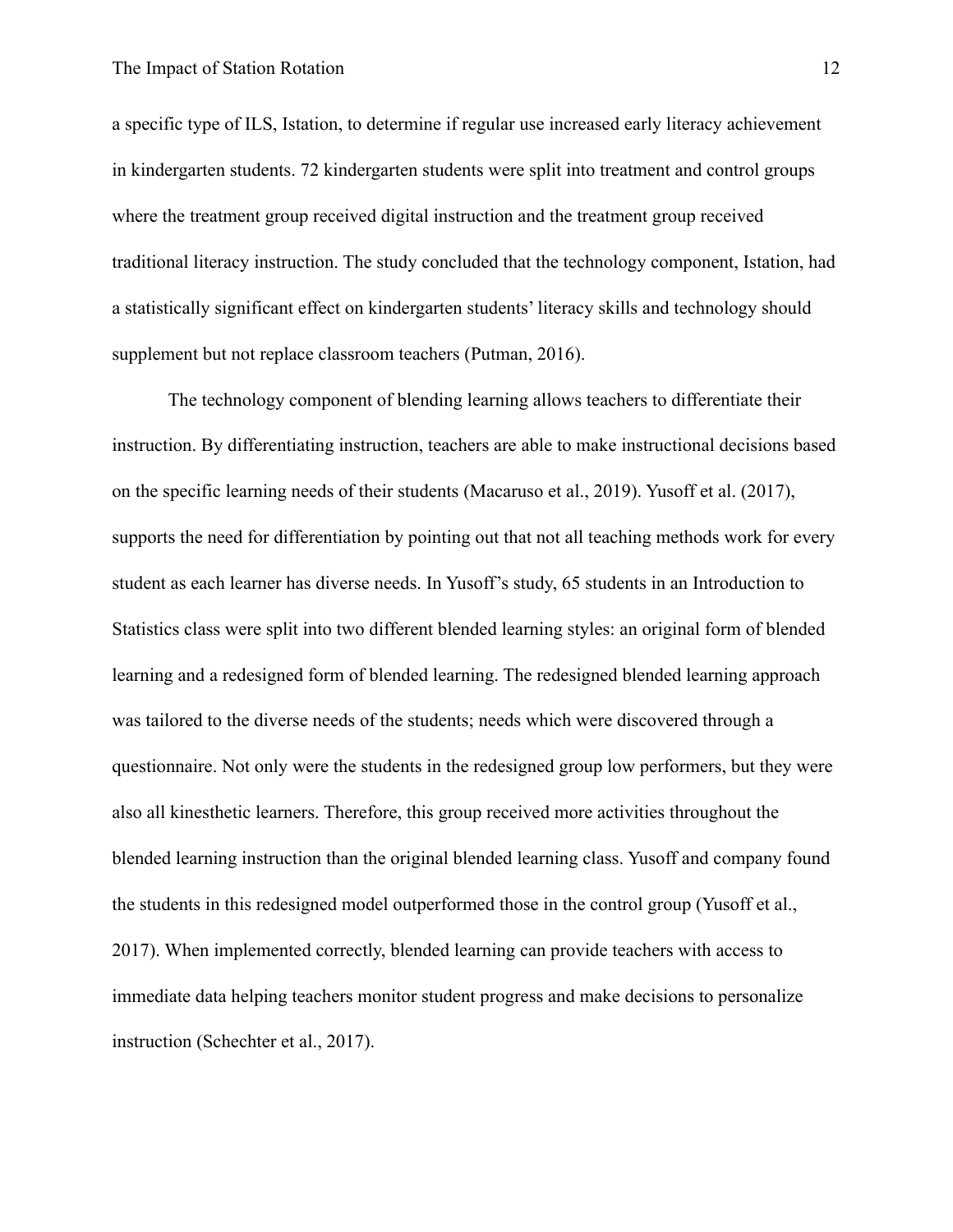a specific type of ILS, Istation, to determine if regular use increased early literacy achievement in kindergarten students. 72 kindergarten students were split into treatment and control groups where the treatment group received digital instruction and the treatment group received traditional literacy instruction. The study concluded that the technology component, Istation, had a statistically significant effect on kindergarten students' literacy skills and technology should supplement but not replace classroom teachers (Putman, 2016).

The technology component of blending learning allows teachers to differentiate their instruction. By differentiating instruction, teachers are able to make instructional decisions based on the specific learning needs of their students (Macaruso et al., 2019). Yusoff et al. (2017), supports the need for differentiation by pointing out that not all teaching methods work for every student as each learner has diverse needs. In Yusoff's study, 65 students in an Introduction to Statistics class were split into two different blended learning styles: an original form of blended learning and a redesigned form of blended learning. The redesigned blended learning approach was tailored to the diverse needs of the students; needs which were discovered through a questionnaire. Not only were the students in the redesigned group low performers, but they were also all kinesthetic learners. Therefore, this group received more activities throughout the blended learning instruction than the original blended learning class. Yusoff and company found the students in this redesigned model outperformed those in the control group (Yusoff et al., 2017). When implemented correctly, blended learning can provide teachers with access to immediate data helping teachers monitor student progress and make decisions to personalize instruction (Schechter et al., 2017).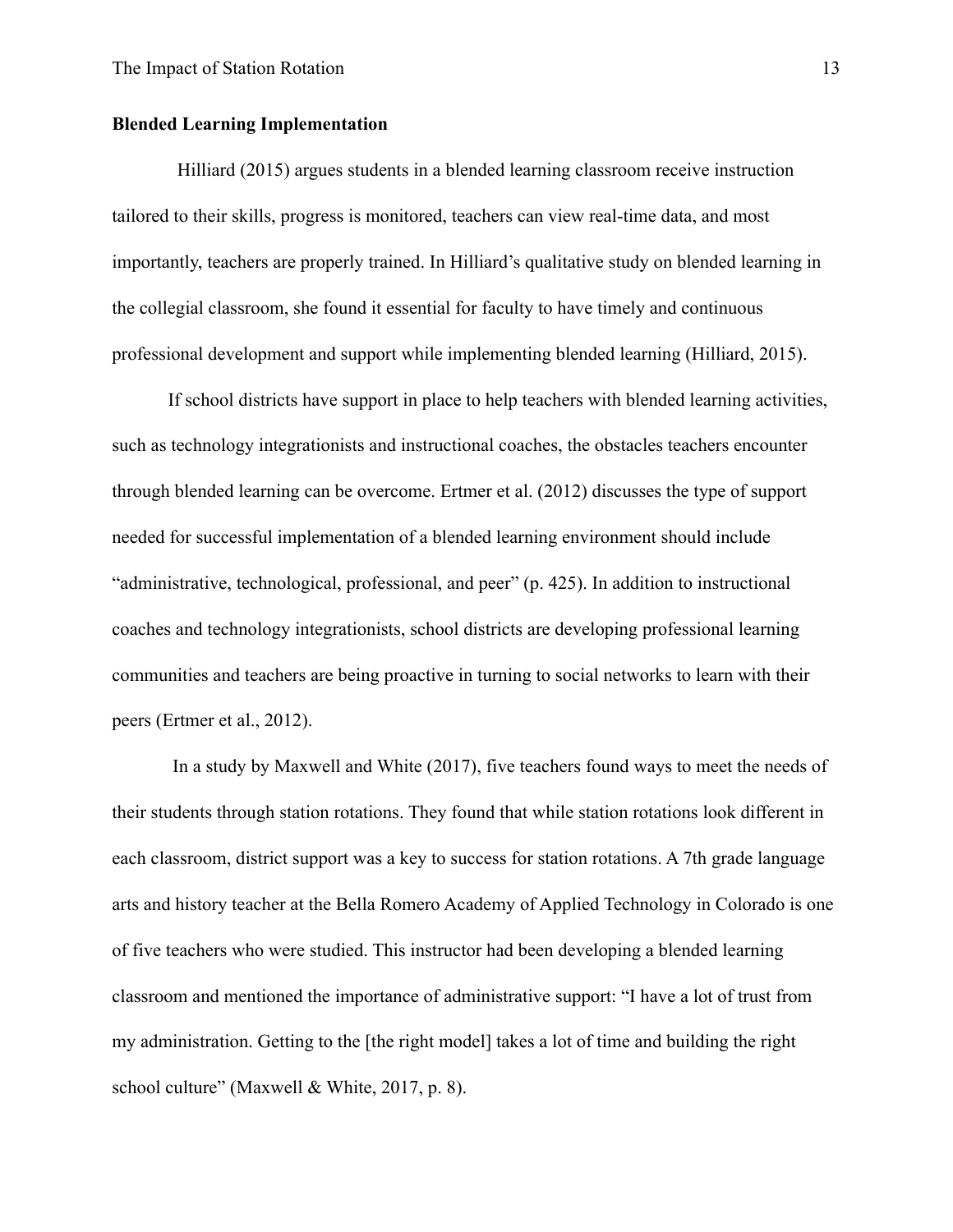**Blended Learning Implementation**

Hilliard (2015) argues students in a blended learning classroom receive instruction tailored to their skills, progress is monitored, teachers can view real-time data, and most importantly, teachers are properly trained. In Hilliard's qualitative study on blended learning in the collegial classroom, she found it essential for faculty to have timely and continuous professional development and support while implementing blended learning (Hilliard, 2015).

If school districts have support in place to help teachers with blended learning activities, such as technology integrationists and instructional coaches, the obstacles teachers encounter through blended learning can be overcome. Ertmer et al. (2012) discusses the type of support needed for successful implementation of a blended learning environment should include "administrative, technological, professional, and peer" (p. 425). In addition to instructional coaches and technology integrationists, school districts are developing professional learning communities and teachers are being proactive in turning to social networks to learn with their peers (Ertmer et al., 2012).

In a study by Maxwell and White (2017), five teachers found ways to meet the needs of their students through station rotations. They found that while station rotations look different in each classroom, district support was a key to success for station rotations. A 7th grade language arts and history teacher at the Bella Romero Academy of Applied Technology in Colorado is one of five teachers who were studied. This instructor had been developing a blended learning classroom and mentioned the importance of administrative support: "I have a lot of trust from my administration. Getting to the [the right model] takes a lot of time and building the right school culture" (Maxwell & White, 2017, p. 8).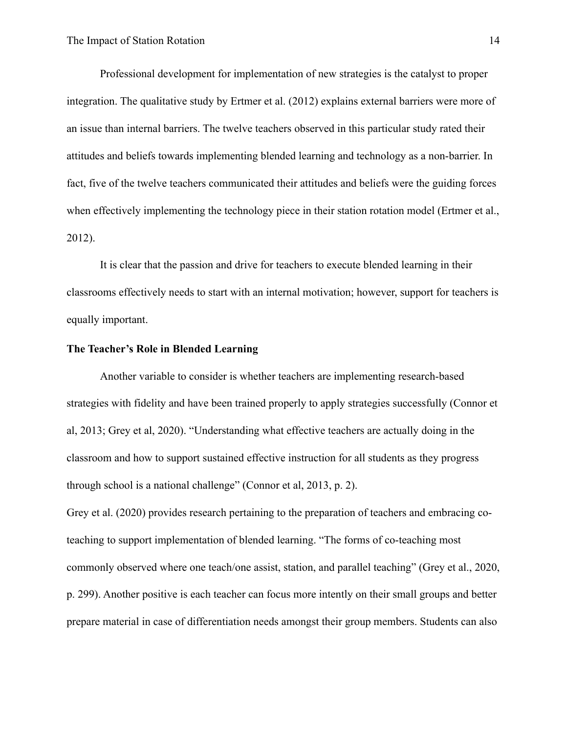Professional development for implementation of new strategies is the catalyst to proper integration. The qualitative study by Ertmer et al. (2012) explains external barriers were more of an issue than internal barriers. The twelve teachers observed in this particular study rated their attitudes and beliefs towards implementing blended learning and technology as a non-barrier. In fact, five of the twelve teachers communicated their attitudes and beliefs were the guiding forces when effectively implementing the technology piece in their station rotation model (Ertmer et al., 2012).

It is clear that the passion and drive for teachers to execute blended learning in their classrooms effectively needs to start with an internal motivation; however, support for teachers is equally important.

### The Teacher's Role in Blended Learning

Another variable to consider is whether teachers are implementing research-based strategies with fidelity and have been trained properly to apply strategies successfully (Connor et al, 2013; Grey et al, 2020). "Understanding what effective teachers are actually doing in the classroom and how to support sustained effective instruction for all students as they progress through school is a national challenge" (Connor et al, 2013, p. 2).

Grey et al. (2020) provides research pertaining to the preparation of teachers and embracing co-teaching to support implementation of blended learning. "The forms of co-teaching most commonly observed where one teach/one assist, station, and parallel teaching" (Grey et al., 2020, p. 299). Another positive is each teacher can focus more intently on their small groups and better prepare material in case of differentiation needs amongst their group members. Students can also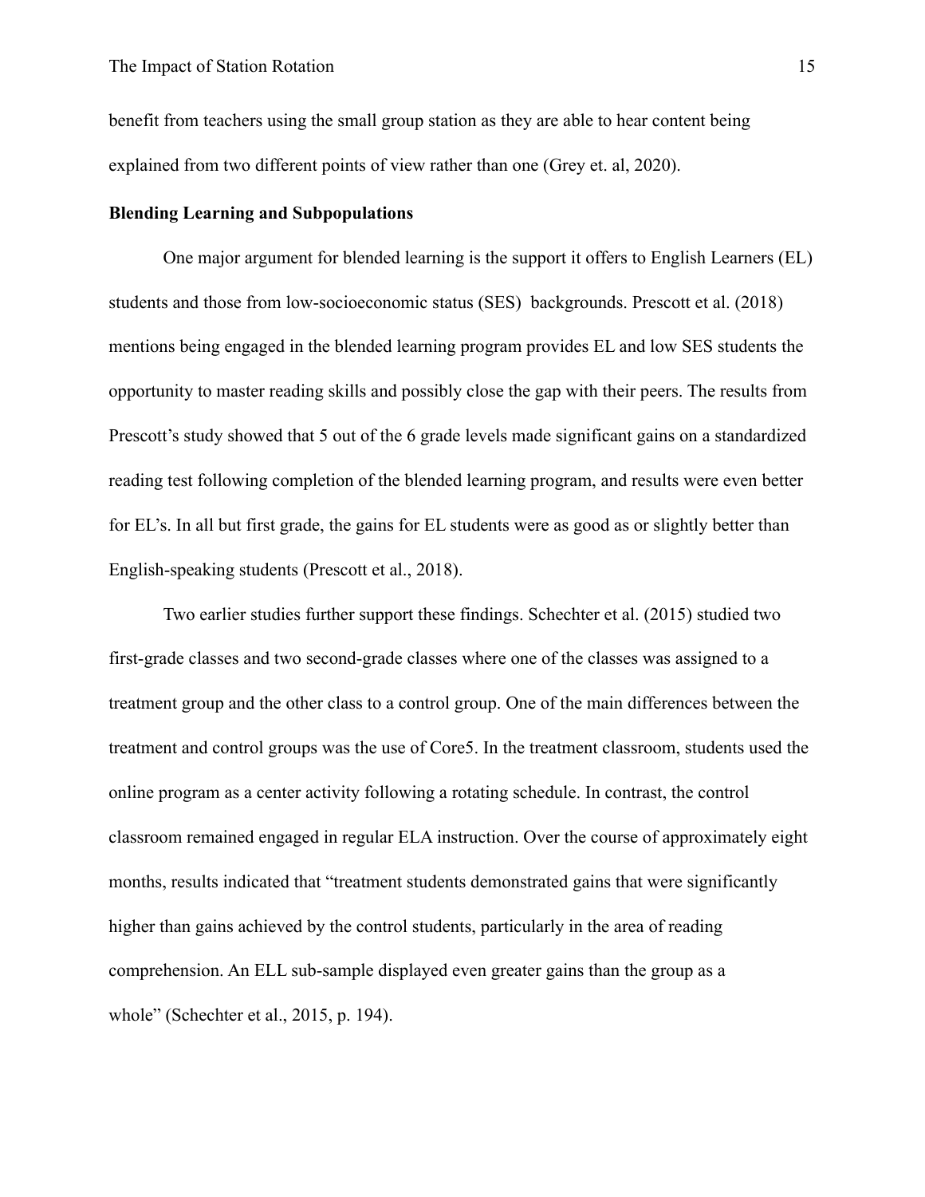benefit from teachers using the small group station as they are able to hear content being explained from two different points of view rather than one (Grey et. al, 2020).

**Blending Learning and Subpopulations**

One major argument for blended learning is the support it offers to English Learners (EL) students and those from low-socioeconomic status (SES) backgrounds. Prescott et al. (2018) mentions being engaged in the blended learning program provides EL and low SES students the opportunity to master reading skills and possibly close the gap with their peers. The results from Prescott's study showed that 5 out of the 6 grade levels made significant gains on a standardized reading test following completion of the blended learning program, and results were even better for EL's. In all but first grade, the gains for EL students were as good as or slightly better than English-speaking students (Prescott et al., 2018).

Two earlier studies further support these findings. Schechter et al. (2015) studied two first-grade classes and two second-grade classes where one of the classes was assigned to a treatment group and the other class to a control group. One of the main differences between the treatment and control groups was the use of Core5. In the treatment classroom, students used the online program as a center activity following a rotating schedule. In contrast, the control classroom remained engaged in regular ELA instruction. Over the course of approximately eight months, results indicated that "treatment students demonstrated gains that were significantly higher than gains achieved by the control students, particularly in the area of reading comprehension. An ELL sub-sample displayed even greater gains than the group as a whole" (Schechter et al., 2015, p. 194).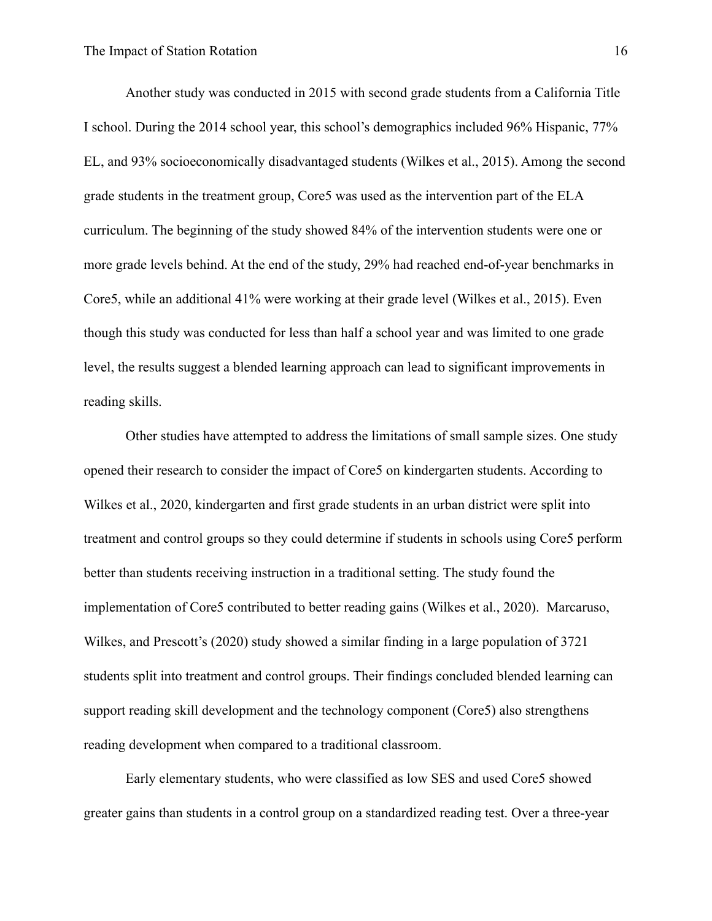Another study was conducted in 2015 with second grade students from a California Title I school. During the 2014 school year, this school's demographics included 96% Hispanic, 77% EL, and 93% socioeconomically disadvantaged students (Wilkes et al., 2015). Among the second grade students in the treatment group, Core5 was used as the intervention part of the ELA curriculum. The beginning of the study showed 84% of the intervention students were one or more grade levels behind. At the end of the study, 29% had reached end-of-year benchmarks in Core5, while an additional 41% were working at their grade level (Wilkes et al., 2015). Even though this study was conducted for less than half a school year and was limited to one grade level, the results suggest a blended learning approach can lead to significant improvements in reading skills.

Other studies have attempted to address the limitations of small sample sizes. One study opened their research to consider the impact of Core5 on kindergarten students. According to Wilkes et al., 2020, kindergarten and first grade students in an urban district were split into treatment and control groups so they could determine if students in schools using Core5 perform better than students receiving instruction in a traditional setting. The study found the implementation of Core5 contributed to better reading gains (Wilkes et al., 2020). Marcaruso, Wilkes, and Prescott's (2020) study showed a similar finding in a large population of 3721 students split into treatment and control groups. Their findings concluded blended learning can support reading skill development and the technology component (Core5) also strengthens reading development when compared to a traditional classroom.

Early elementary students, who were classified as low SES and used Core5 showed greater gains than students in a control group on a standardized reading test. Over a three-year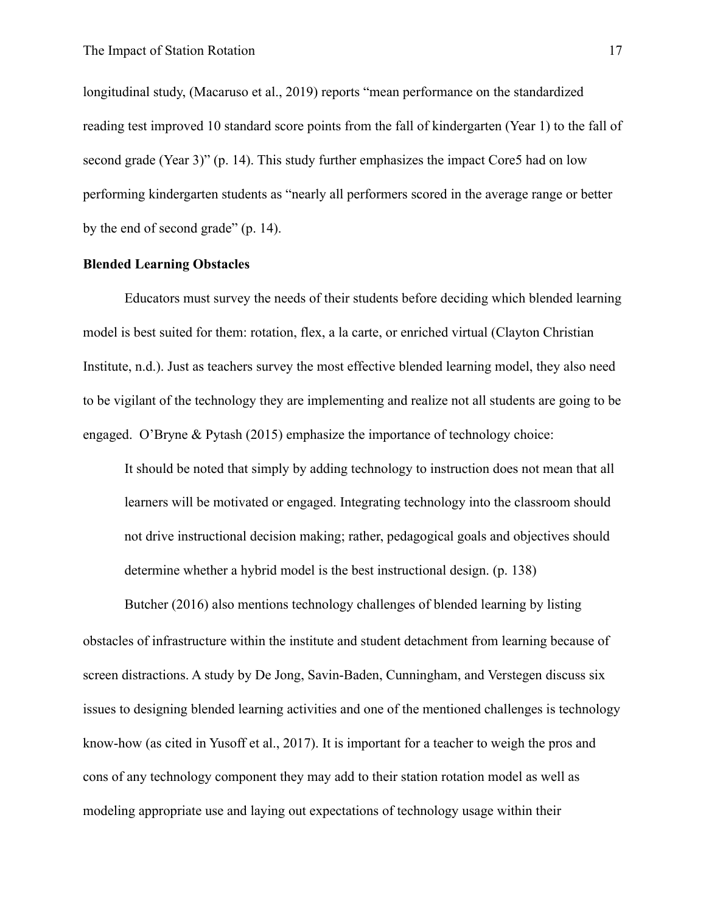longitudinal study, (Macaruso et al., 2019) reports "mean performance on the standardized reading test improved 10 standard score points from the fall of kindergarten (Year 1) to the fall of second grade (Year 3)" (p. 14). This study further emphasizes the impact Core5 had on low performing kindergarten students as "nearly all performers scored in the average range or better by the end of second grade" (p. 14).

**Blended Learning Obstacles**

Educators must survey the needs of their students before deciding which blended learning model is best suited for them: rotation, flex, a la carte, or enriched virtual (Clayton Christian Institute, n.d.). Just as teachers survey the most effective blended learning model, they also need to be vigilant of the technology they are implementing and realize not all students are going to be engaged. O'Bryne & Pytash (2015) emphasize the importance of technology choice:

> It should be noted that simply by adding technology to instruction does not mean that all learners will be motivated or engaged. Integrating technology into the classroom should not drive instructional decision making; rather, pedagogical goals and objectives should determine whether a hybrid model is the best instructional design. (p. 138)

Butcher (2016) also mentions technology challenges of blended learning by listing obstacles of infrastructure within the institute and student detachment from learning because of screen distractions. A study by De Jong, Savin-Baden, Cunningham, and Verstegen discuss six issues to designing blended learning activities and one of the mentioned challenges is technology know-how (as cited in Yusoff et al., 2017). It is important for a teacher to weigh the pros and cons of any technology component they may add to their station rotation model as well as modeling appropriate use and laying out expectations of technology usage within their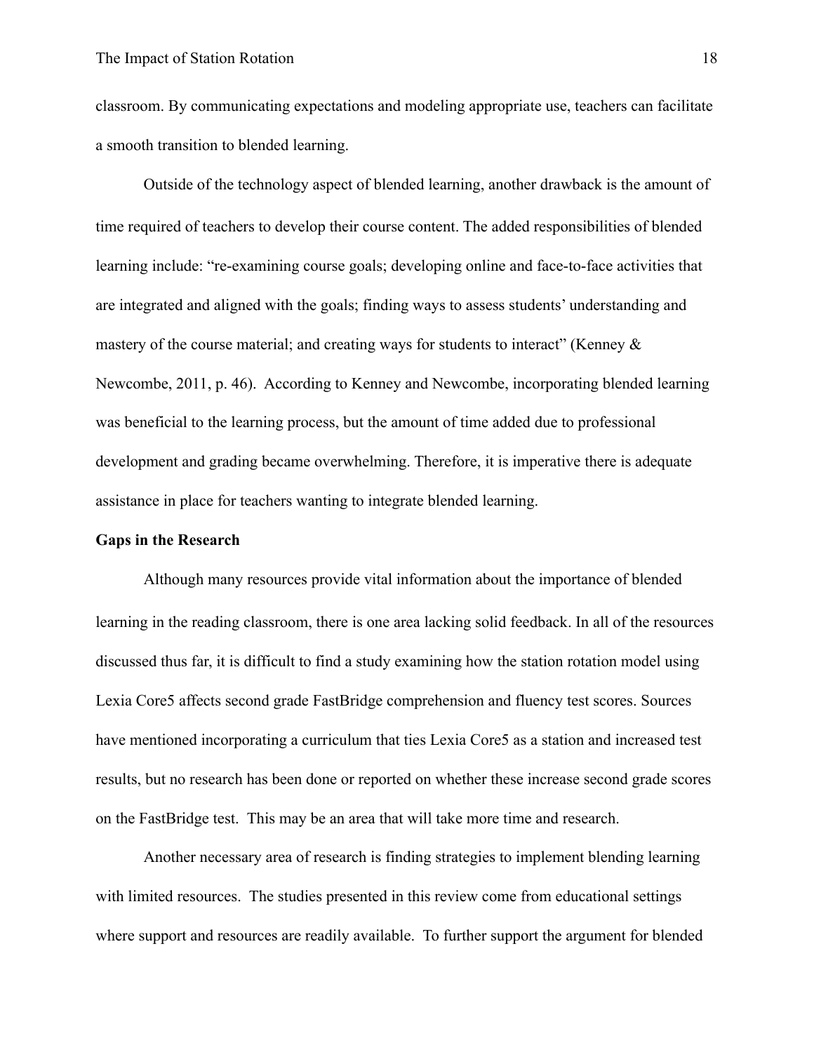classroom. By communicating expectations and modeling appropriate use, teachers can facilitate a smooth transition to blended learning.

Outside of the technology aspect of blended learning, another drawback is the amount of time required of teachers to develop their course content. The added responsibilities of blended learning include: "re-examining course goals; developing online and face-to-face activities that are integrated and aligned with the goals; finding ways to assess students' understanding and mastery of the course material; and creating ways for students to interact" (Kenney & Newcombe, 2011, p. 46). According to Kenney and Newcombe, incorporating blended learning was beneficial to the learning process, but the amount of time added due to professional development and grading became overwhelming. Therefore, it is imperative there is adequate assistance in place for teachers wanting to integrate blended learning.

**Gaps in the Research**

Although many resources provide vital information about the importance of blended learning in the reading classroom, there is one area lacking solid feedback. In all of the resources discussed thus far, it is difficult to find a study examining how the station rotation model using Lexia Core5 affects second grade FastBridge comprehension and fluency test scores. Sources have mentioned incorporating a curriculum that ties Lexia Core5 as a station and increased test results, but no research has been done or reported on whether these increase second grade scores on the FastBridge test. This may be an area that will take more time and research.

Another necessary area of research is finding strategies to implement blending learning with limited resources. The studies presented in this review come from educational settings where support and resources are readily available. To further support the argument for blended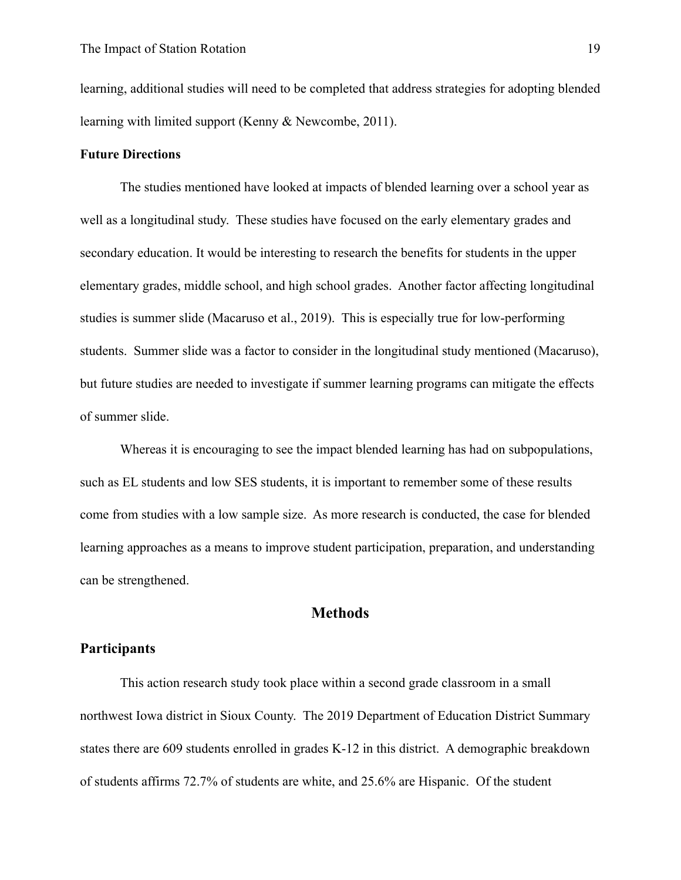learning, additional studies will need to be completed that address strategies for adopting blended learning with limited support (Kenny & Newcombe, 2011).

### Future Directions

The studies mentioned have looked at impacts of blended learning over a school year as well as a longitudinal study. These studies have focused on the early elementary grades and secondary education. It would be interesting to research the benefits for students in the upper elementary grades, middle school, and high school grades. Another factor affecting longitudinal studies is summer slide (Macaruso et al., 2019). This is especially true for low-performing students. Summer slide was a factor to consider in the longitudinal study mentioned (Macaruso), but future studies are needed to investigate if summer learning programs can mitigate the effects of summer slide.

Whereas it is encouraging to see the impact blended learning has had on subpopulations, such as EL students and low SES students, it is important to remember some of these results come from studies with a low sample size. As more research is conducted, the case for blended learning approaches as a means to improve student participation, preparation, and understanding can be strengthened.

## Methods

### Participants

This action research study took place within a second grade classroom in a small northwest Iowa district in Sioux County. The 2019 Department of Education District Summary states there are 609 students enrolled in grades K-12 in this district. A demographic breakdown of students affirms 72.7% of students are white, and 25.6% are Hispanic. Of the student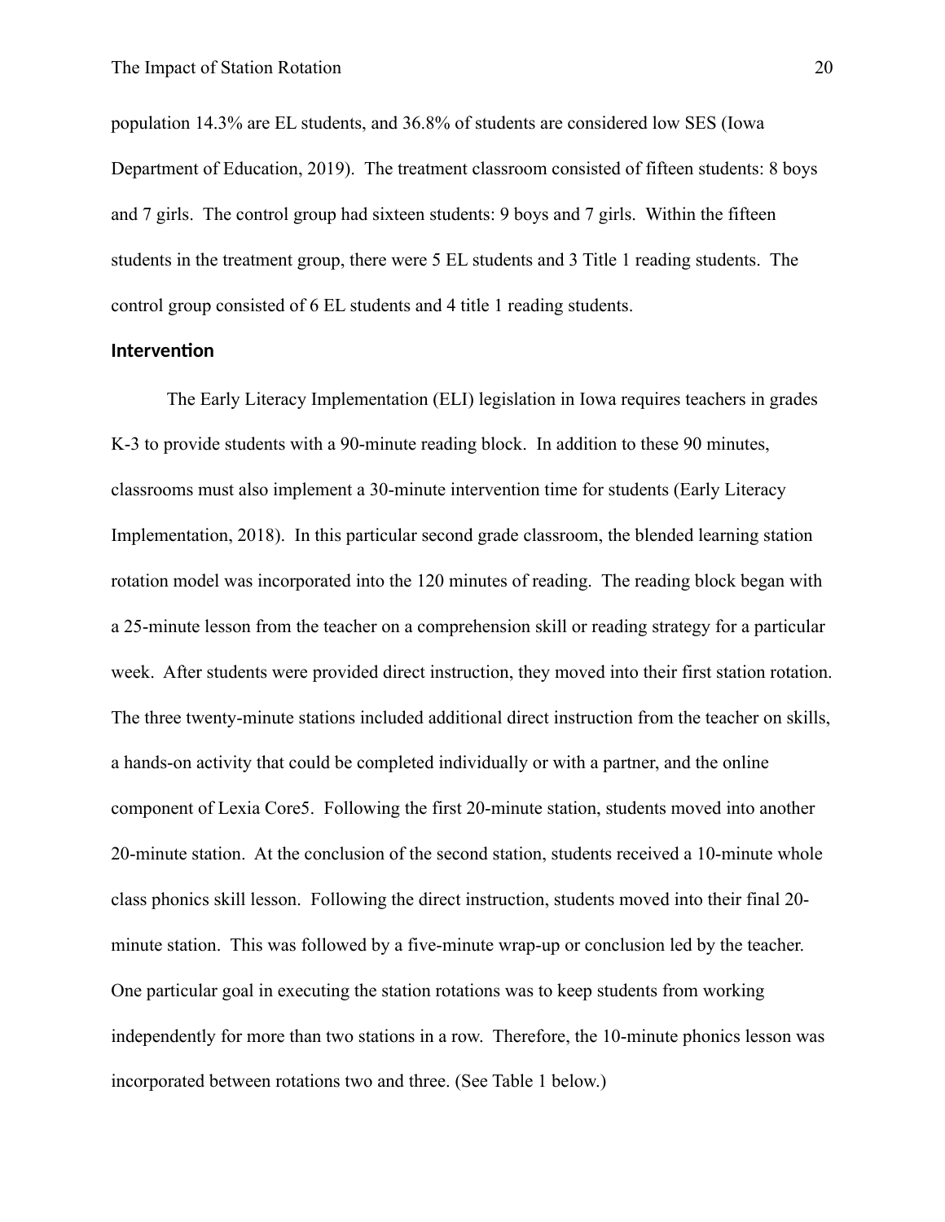population 14.3% are EL students, and 36.8% of students are considered low SES (Iowa Department of Education, 2019). The treatment classroom consisted of fifteen students: 8 boys and 7 girls. The control group had sixteen students: 9 boys and 7 girls. Within the fifteen students in the treatment group, there were 5 EL students and 3 Title 1 reading students. The control group consisted of 6 EL students and 4 title 1 reading students.

## Intervention

The Early Literacy Implementation (ELI) legislation in Iowa requires teachers in grades K-3 to provide students with a 90-minute reading block. In addition to these 90 minutes, classrooms must also implement a 30-minute intervention time for students (Early Literacy Implementation, 2018). In this particular second grade classroom, the blended learning station rotation model was incorporated into the 120 minutes of reading. The reading block began with a 25-minute lesson from the teacher on a comprehension skill or reading strategy for a particular week. After students were provided direct instruction, they moved into their first station rotation. The three twenty-minute stations included additional direct instruction from the teacher on skills, a hands-on activity that could be completed individually or with a partner, and the online component of Lexia Core5. Following the first 20-minute station, students moved into another 20-minute station. At the conclusion of the second station, students received a 10-minute whole class phonics skill lesson. Following the direct instruction, students moved into their final 20-minute station. This was followed by a five-minute wrap-up or conclusion led by the teacher. One particular goal in executing the station rotations was to keep students from working independently for more than two stations in a row. Therefore, the 10-minute phonics lesson was incorporated between rotations two and three. (See Table 1 below.)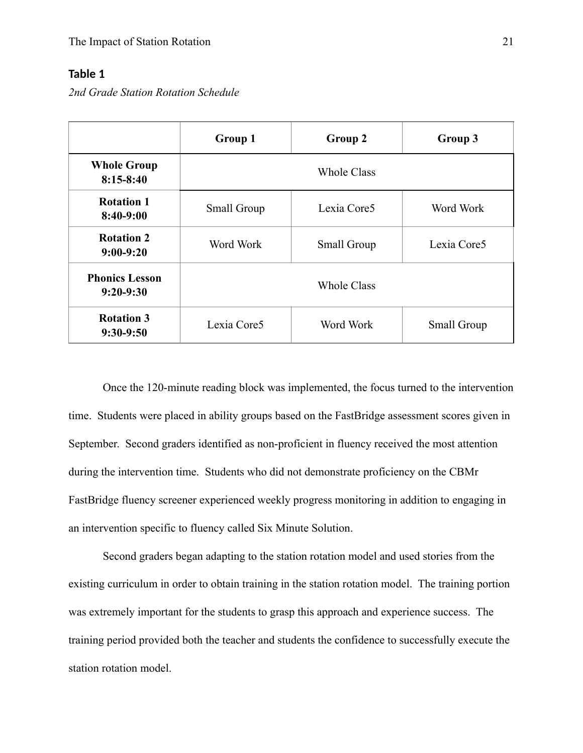**Table 1**

*2nd Grade Station Rotation Schedule*

| | **Group 1** | **Group 2** | **Group 3** |
|---|---|---|---|
| **Whole Group 8:15-8:40** | Whole Class | | |
| **Rotation 1 8:40-9:00** | Small Group | Lexia Core5 | Word Work |
| **Rotation 2 9:00-9:20** | Word Work | Small Group | Lexia Core5 |
| **Phonics Lesson 9:20-9:30** | Whole Class | | |
| **Rotation 3 9:30-9:50** | Lexia Core5 | Word Work | Small Group |

Once the 120-minute reading block was implemented, the focus turned to the intervention time. Students were placed in ability groups based on the FastBridge assessment scores given in September. Second graders identified as non-proficient in fluency received the most attention during the intervention time. Students who did not demonstrate proficiency on the CBMr FastBridge fluency screener experienced weekly progress monitoring in addition to engaging in an intervention specific to fluency called Six Minute Solution.

Second graders began adapting to the station rotation model and used stories from the existing curriculum in order to obtain training in the station rotation model. The training portion was extremely important for the students to grasp this approach and experience success. The training period provided both the teacher and students the confidence to successfully execute the station rotation model.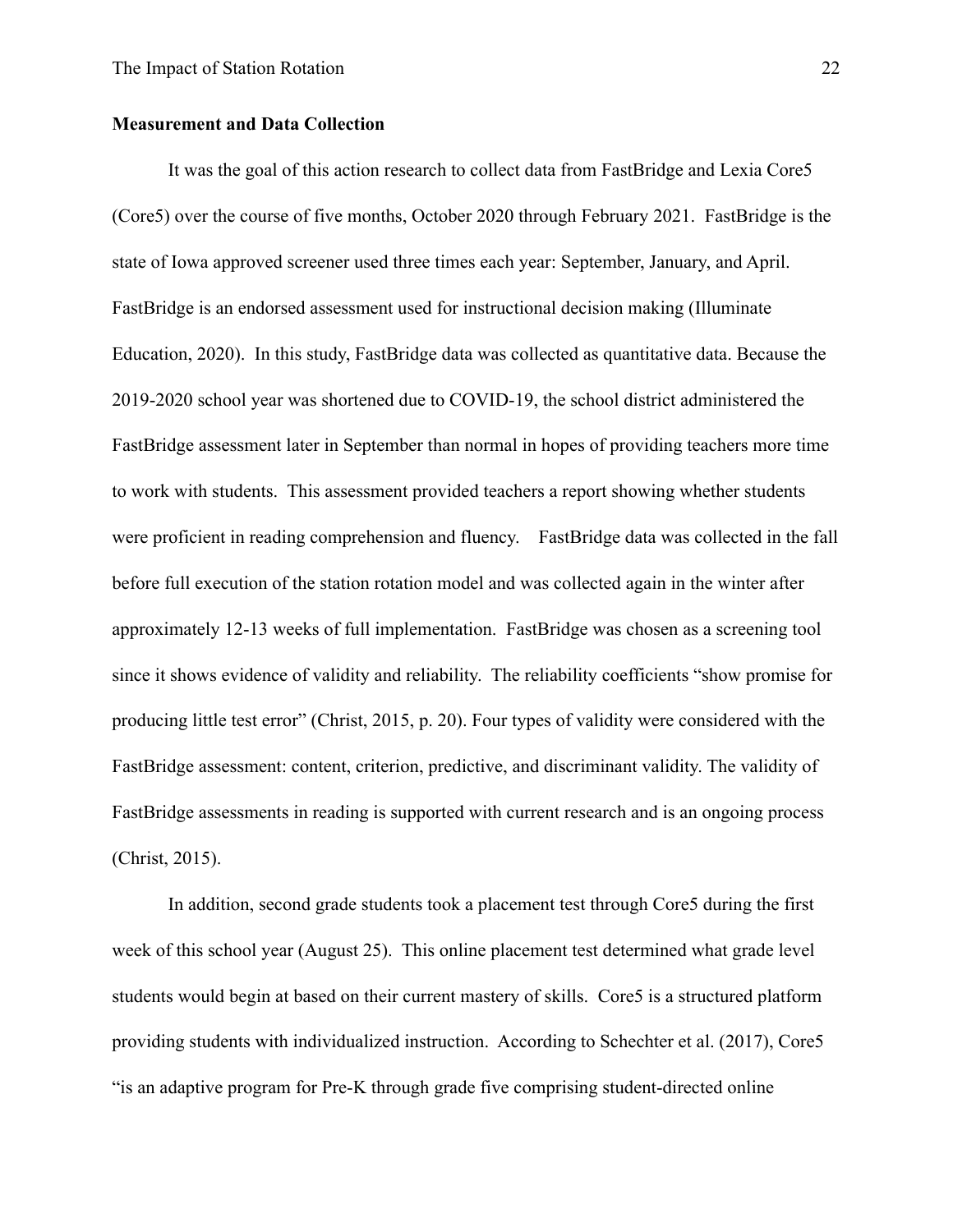**Measurement and Data Collection**

It was the goal of this action research to collect data from FastBridge and Lexia Core5 (Core5) over the course of five months, October 2020 through February 2021. FastBridge is the state of Iowa approved screener used three times each year: September, January, and April. FastBridge is an endorsed assessment used for instructional decision making (Illuminate Education, 2020). In this study, FastBridge data was collected as quantitative data. Because the 2019-2020 school year was shortened due to COVID-19, the school district administered the FastBridge assessment later in September than normal in hopes of providing teachers more time to work with students. This assessment provided teachers a report showing whether students were proficient in reading comprehension and fluency. FastBridge data was collected in the fall before full execution of the station rotation model and was collected again in the winter after approximately 12-13 weeks of full implementation. FastBridge was chosen as a screening tool since it shows evidence of validity and reliability. The reliability coefficients "show promise for producing little test error" (Christ, 2015, p. 20). Four types of validity were considered with the FastBridge assessment: content, criterion, predictive, and discriminant validity. The validity of FastBridge assessments in reading is supported with current research and is an ongoing process (Christ, 2015).

In addition, second grade students took a placement test through Core5 during the first week of this school year (August 25). This online placement test determined what grade level students would begin at based on their current mastery of skills. Core5 is a structured platform providing students with individualized instruction. According to Schechter et al. (2017), Core5 "is an adaptive program for Pre-K through grade five comprising student-directed online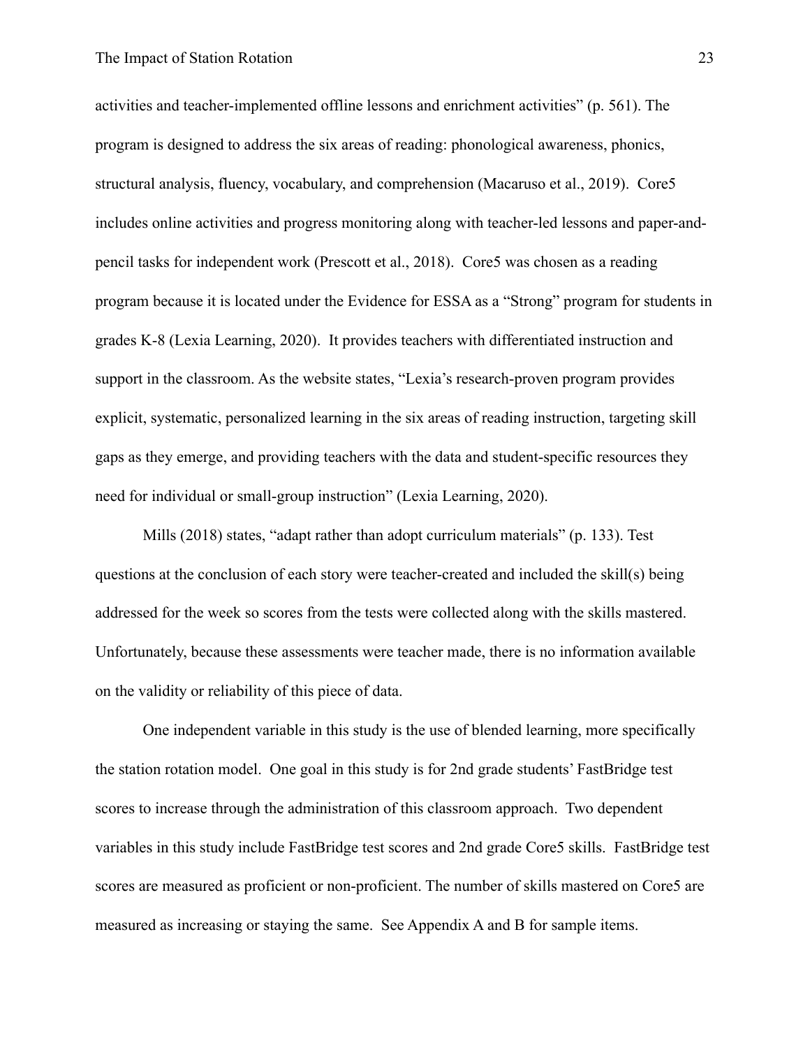activities and teacher-implemented offline lessons and enrichment activities" (p. 561). The program is designed to address the six areas of reading: phonological awareness, phonics, structural analysis, fluency, vocabulary, and comprehension (Macaruso et al., 2019). Core5 includes online activities and progress monitoring along with teacher-led lessons and paper-and-pencil tasks for independent work (Prescott et al., 2018). Core5 was chosen as a reading program because it is located under the Evidence for ESSA as a "Strong" program for students in grades K-8 (Lexia Learning, 2020). It provides teachers with differentiated instruction and support in the classroom. As the website states, "Lexia's research-proven program provides explicit, systematic, personalized learning in the six areas of reading instruction, targeting skill gaps as they emerge, and providing teachers with the data and student-specific resources they need for individual or small-group instruction" (Lexia Learning, 2020).

Mills (2018) states, "adapt rather than adopt curriculum materials" (p. 133). Test questions at the conclusion of each story were teacher-created and included the skill(s) being addressed for the week so scores from the tests were collected along with the skills mastered. Unfortunately, because these assessments were teacher made, there is no information available on the validity or reliability of this piece of data.

One independent variable in this study is the use of blended learning, more specifically the station rotation model. One goal in this study is for 2nd grade students' FastBridge test scores to increase through the administration of this classroom approach. Two dependent variables in this study include FastBridge test scores and 2nd grade Core5 skills. FastBridge test scores are measured as proficient or non-proficient. The number of skills mastered on Core5 are measured as increasing or staying the same. See Appendix A and B for sample items.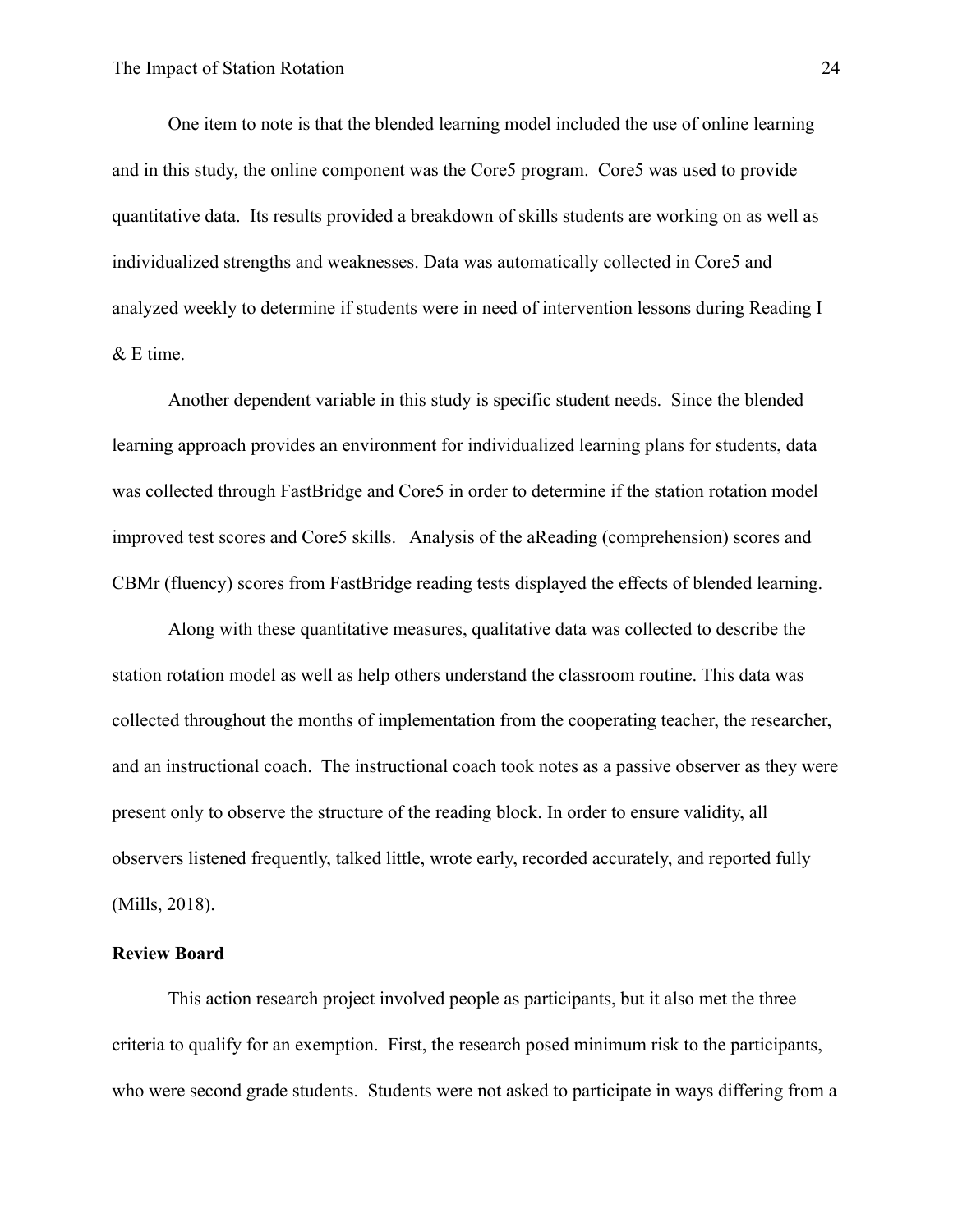One item to note is that the blended learning model included the use of online learning and in this study, the online component was the Core5 program. Core5 was used to provide quantitative data. Its results provided a breakdown of skills students are working on as well as individualized strengths and weaknesses. Data was automatically collected in Core5 and analyzed weekly to determine if students were in need of intervention lessons during Reading I & E time.

Another dependent variable in this study is specific student needs. Since the blended learning approach provides an environment for individualized learning plans for students, data was collected through FastBridge and Core5 in order to determine if the station rotation model improved test scores and Core5 skills. Analysis of the aReading (comprehension) scores and CBMr (fluency) scores from FastBridge reading tests displayed the effects of blended learning.

Along with these quantitative measures, qualitative data was collected to describe the station rotation model as well as help others understand the classroom routine. This data was collected throughout the months of implementation from the cooperating teacher, the researcher, and an instructional coach. The instructional coach took notes as a passive observer as they were present only to observe the structure of the reading block. In order to ensure validity, all observers listened frequently, talked little, wrote early, recorded accurately, and reported fully (Mills, 2018).

**Review Board**

This action research project involved people as participants, but it also met the three criteria to qualify for an exemption. First, the research posed minimum risk to the participants, who were second grade students. Students were not asked to participate in ways differing from a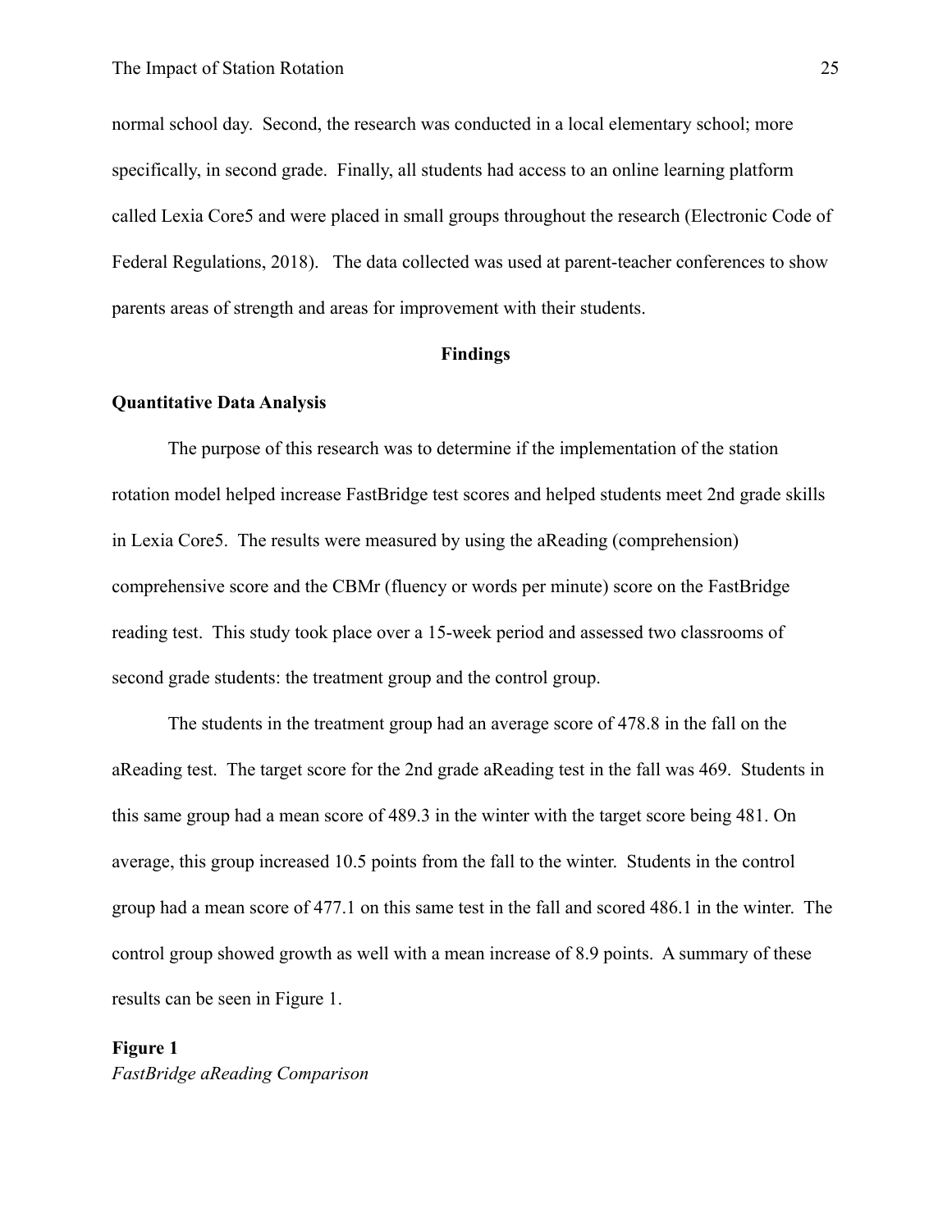normal school day. Second, the research was conducted in a local elementary school; more specifically, in second grade. Finally, all students had access to an online learning platform called Lexia Core5 and were placed in small groups throughout the research (Electronic Code of Federal Regulations, 2018). The data collected was used at parent-teacher conferences to show parents areas of strength and areas for improvement with their students.

## Findings

### Quantitative Data Analysis

The purpose of this research was to determine if the implementation of the station rotation model helped increase FastBridge test scores and helped students meet 2nd grade skills in Lexia Core5. The results were measured by using the aReading (comprehension) comprehensive score and the CBMr (fluency or words per minute) score on the FastBridge reading test. This study took place over a 15-week period and assessed two classrooms of second grade students: the treatment group and the control group.

The students in the treatment group had an average score of 478.8 in the fall on the aReading test. The target score for the 2nd grade aReading test in the fall was 469. Students in this same group had a mean score of 489.3 in the winter with the target score being 481. On average, this group increased 10.5 points from the fall to the winter. Students in the control group had a mean score of 477.1 on this same test in the fall and scored 486.1 in the winter. The control group showed growth as well with a mean increase of 8.9 points. A summary of these results can be seen in Figure 1.

**Figure 1**
*FastBridge aReading Comparison*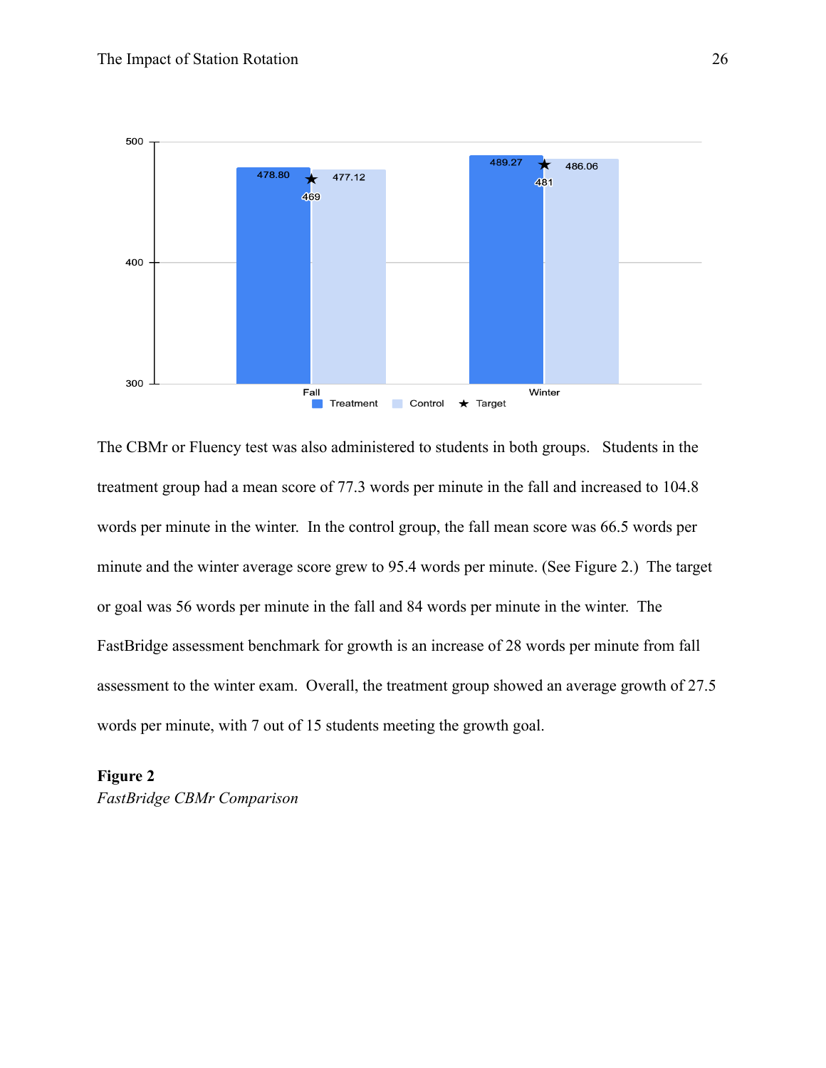The CBMr or Fluency test was also administered to students in both groups. Students in the treatment group had a mean score of 77.3 words per minute in the fall and increased to 104.8 words per minute in the winter. In the control group, the fall mean score was 66.5 words per minute and the winter average score grew to 95.4 words per minute. (See Figure 2.) The target or goal was 56 words per minute in the fall and 84 words per minute in the winter. The FastBridge assessment benchmark for growth is an increase of 28 words per minute from fall assessment to the winter exam. Overall, the treatment group showed an average growth of 27.5 words per minute, with 7 out of 15 students meeting the growth goal.

**Figure 2**

*FastBridge CBMr Comparison*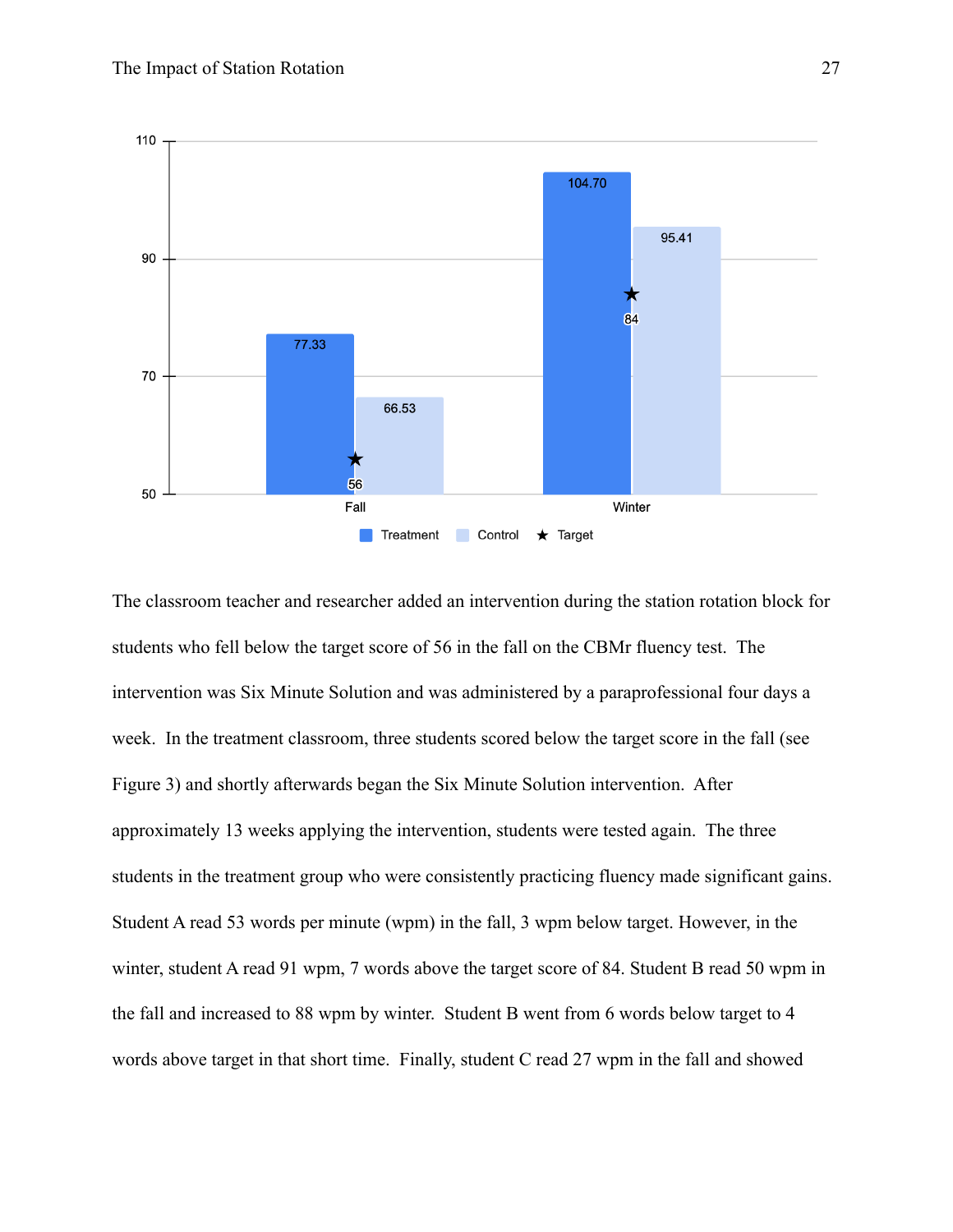The classroom teacher and researcher added an intervention during the station rotation block for students who fell below the target score of 56 in the fall on the CBMr fluency test. The intervention was Six Minute Solution and was administered by a paraprofessional four days a week. In the treatment classroom, three students scored below the target score in the fall (see Figure 3) and shortly afterwards began the Six Minute Solution intervention. After approximately 13 weeks applying the intervention, students were tested again. The three students in the treatment group who were consistently practicing fluency made significant gains. Student A read 53 words per minute (wpm) in the fall, 3 wpm below target. However, in the winter, student A read 91 wpm, 7 words above the target score of 84. Student B read 50 wpm in the fall and increased to 88 wpm by winter. Student B went from 6 words below target to 4 words above target in that short time. Finally, student C read 27 wpm in the fall and showed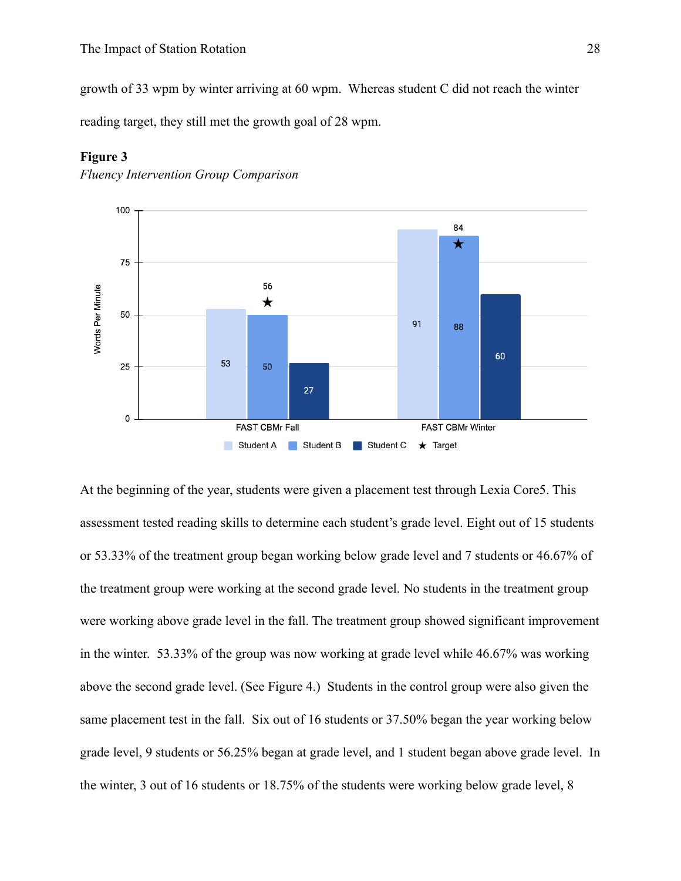growth of 33 wpm by winter arriving at 60 wpm. Whereas student C did not reach the winter reading target, they still met the growth goal of 28 wpm.

**Figure 3**

*Fluency Intervention Group Comparison*

| | Student A | Student B | Student C | Target |
|---|---|---|---|---|
| FAST CBMr Fall | 53 | 50 | 27 | 56 |
| FAST CBMr Winter | 91 | 88 | 60 | 84 |

At the beginning of the year, students were given a placement test through Lexia Core5. This assessment tested reading skills to determine each student's grade level. Eight out of 15 students or 53.33% of the treatment group began working below grade level and 7 students or 46.67% of the treatment group were working at the second grade level. No students in the treatment group were working above grade level in the fall. The treatment group showed significant improvement in the winter. 53.33% of the group was now working at grade level while 46.67% was working above the second grade level. (See Figure 4.) Students in the control group were also given the same placement test in the fall. Six out of 16 students or 37.50% began the year working below grade level, 9 students or 56.25% began at grade level, and 1 student began above grade level. In the winter, 3 out of 16 students or 18.75% of the students were working below grade level, 8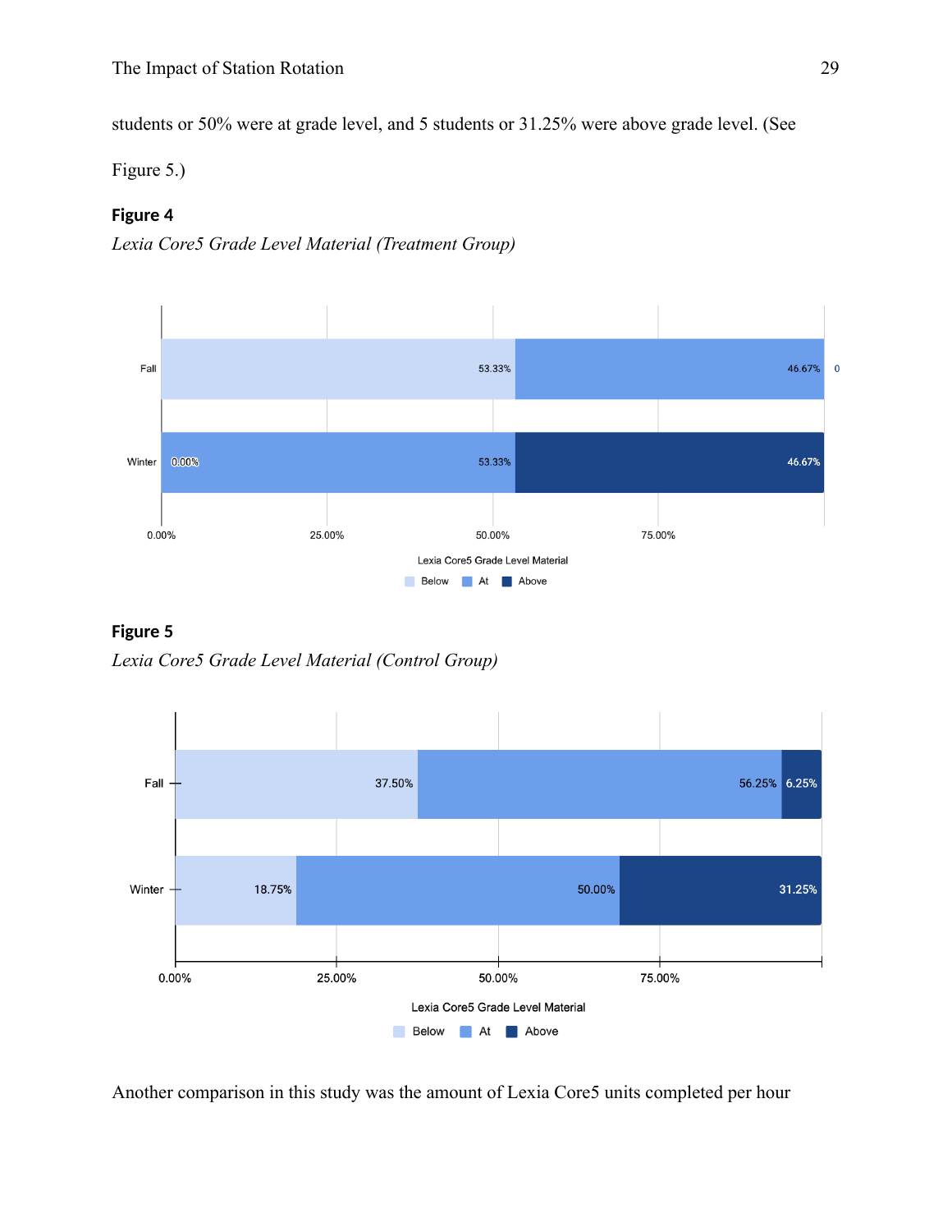students or 50% were at grade level, and 5 students or 31.25% were above grade level. (See Figure 5.)

**Figure 4**

*Lexia Core5 Grade Level Material (Treatment Group)*

**Figure 5**

*Lexia Core5 Grade Level Material (Control Group)*

Another comparison in this study was the amount of Lexia Core5 units completed per hour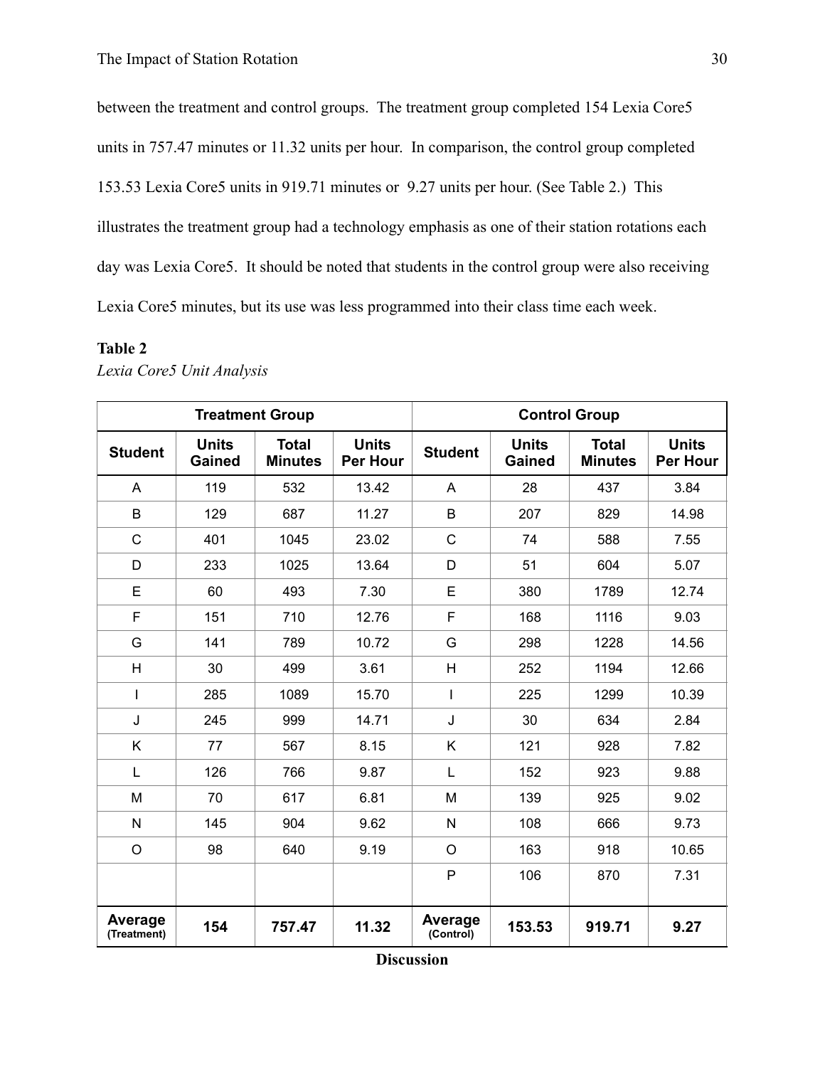between the treatment and control groups. The treatment group completed 154 Lexia Core5 units in 757.47 minutes or 11.32 units per hour. In comparison, the control group completed 153.53 Lexia Core5 units in 919.71 minutes or 9.27 units per hour. (See Table 2.) This illustrates the treatment group had a technology emphasis as one of their station rotations each day was Lexia Core5. It should be noted that students in the control group were also receiving Lexia Core5 minutes, but its use was less programmed into their class time each week.

**Table 2**

*Lexia Core5 Unit Analysis*

| Treatment Group | | | | Control Group | | | |
|---|---|---|---|---|---|---|---|
| **Student** | **Units Gained** | **Total Minutes** | **Units Per Hour** | **Student** | **Units Gained** | **Total Minutes** | **Units Per Hour** |
| A | 119 | 532 | 13.42 | A | 28 | 437 | 3.84 |
| B | 129 | 687 | 11.27 | B | 207 | 829 | 14.98 |
| C | 401 | 1045 | 23.02 | C | 74 | 588 | 7.55 |
| D | 233 | 1025 | 13.64 | D | 51 | 604 | 5.07 |
| E | 60 | 493 | 7.30 | E | 380 | 1789 | 12.74 |
| F | 151 | 710 | 12.76 | F | 168 | 1116 | 9.03 |
| G | 141 | 789 | 10.72 | G | 298 | 1228 | 14.56 |
| H | 30 | 499 | 3.61 | H | 252 | 1194 | 12.66 |
| I | 285 | 1089 | 15.70 | I | 225 | 1299 | 10.39 |
| J | 245 | 999 | 14.71 | J | 30 | 634 | 2.84 |
| K | 77 | 567 | 8.15 | K | 121 | 928 | 7.82 |
| L | 126 | 766 | 9.87 | L | 152 | 923 | 9.88 |
| M | 70 | 617 | 6.81 | M | 139 | 925 | 9.02 |
| N | 145 | 904 | 9.62 | N | 108 | 666 | 9.73 |
| O | 98 | 640 | 9.19 | O | 163 | 918 | 10.65 |
| | | | | P | 106 | 870 | 7.31 |
| **Average (Treatment)** | **154** | **757.47** | **11.32** | **Average (Control)** | **153.53** | **919.71** | **9.27** |

## Discussion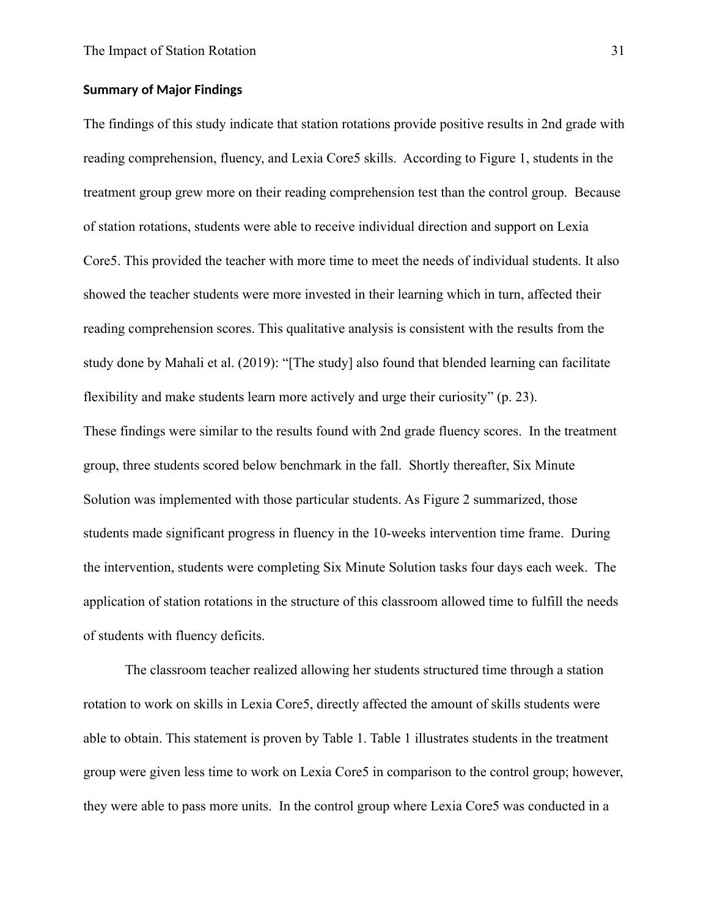## Summary of Major Findings

The findings of this study indicate that station rotations provide positive results in 2nd grade with reading comprehension, fluency, and Lexia Core5 skills. According to Figure 1, students in the treatment group grew more on their reading comprehension test than the control group. Because of station rotations, students were able to receive individual direction and support on Lexia Core5. This provided the teacher with more time to meet the needs of individual students. It also showed the teacher students were more invested in their learning which in turn, affected their reading comprehension scores. This qualitative analysis is consistent with the results from the study done by Mahali et al. (2019): "[The study] also found that blended learning can facilitate flexibility and make students learn more actively and urge their curiosity" (p. 23).

These findings were similar to the results found with 2nd grade fluency scores. In the treatment group, three students scored below benchmark in the fall. Shortly thereafter, Six Minute Solution was implemented with those particular students. As Figure 2 summarized, those students made significant progress in fluency in the 10-weeks intervention time frame. During the intervention, students were completing Six Minute Solution tasks four days each week. The application of station rotations in the structure of this classroom allowed time to fulfill the needs of students with fluency deficits.

The classroom teacher realized allowing her students structured time through a station rotation to work on skills in Lexia Core5, directly affected the amount of skills students were able to obtain. This statement is proven by Table 1. Table 1 illustrates students in the treatment group were given less time to work on Lexia Core5 in comparison to the control group; however, they were able to pass more units. In the control group where Lexia Core5 was conducted in a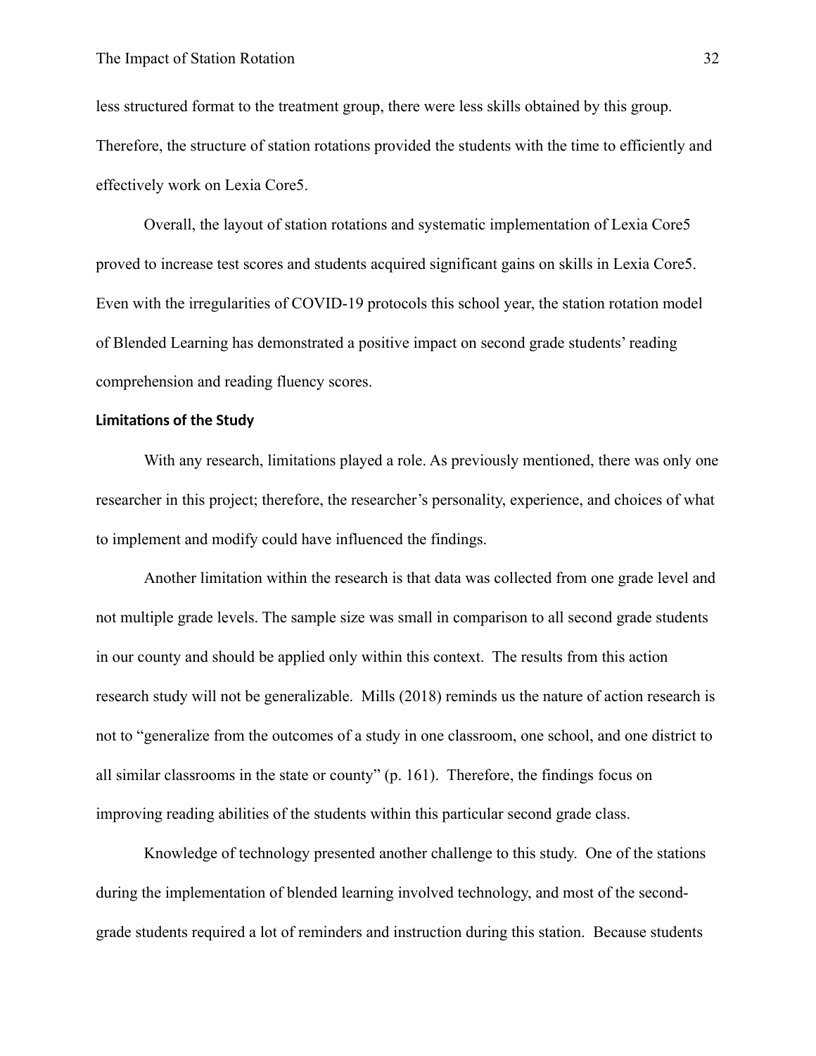less structured format to the treatment group, there were less skills obtained by this group. Therefore, the structure of station rotations provided the students with the time to efficiently and effectively work on Lexia Core5.

Overall, the layout of station rotations and systematic implementation of Lexia Core5 proved to increase test scores and students acquired significant gains on skills in Lexia Core5. Even with the irregularities of COVID-19 protocols this school year, the station rotation model of Blended Learning has demonstrated a positive impact on second grade students' reading comprehension and reading fluency scores.

**Limitations of the Study**

With any research, limitations played a role. As previously mentioned, there was only one researcher in this project; therefore, the researcher's personality, experience, and choices of what to implement and modify could have influenced the findings.

Another limitation within the research is that data was collected from one grade level and not multiple grade levels. The sample size was small in comparison to all second grade students in our county and should be applied only within this context. The results from this action research study will not be generalizable. Mills (2018) reminds us the nature of action research is not to "generalize from the outcomes of a study in one classroom, one school, and one district to all similar classrooms in the state or county" (p. 161). Therefore, the findings focus on improving reading abilities of the students within this particular second grade class.

Knowledge of technology presented another challenge to this study. One of the stations during the implementation of blended learning involved technology, and most of the second-grade students required a lot of reminders and instruction during this station. Because students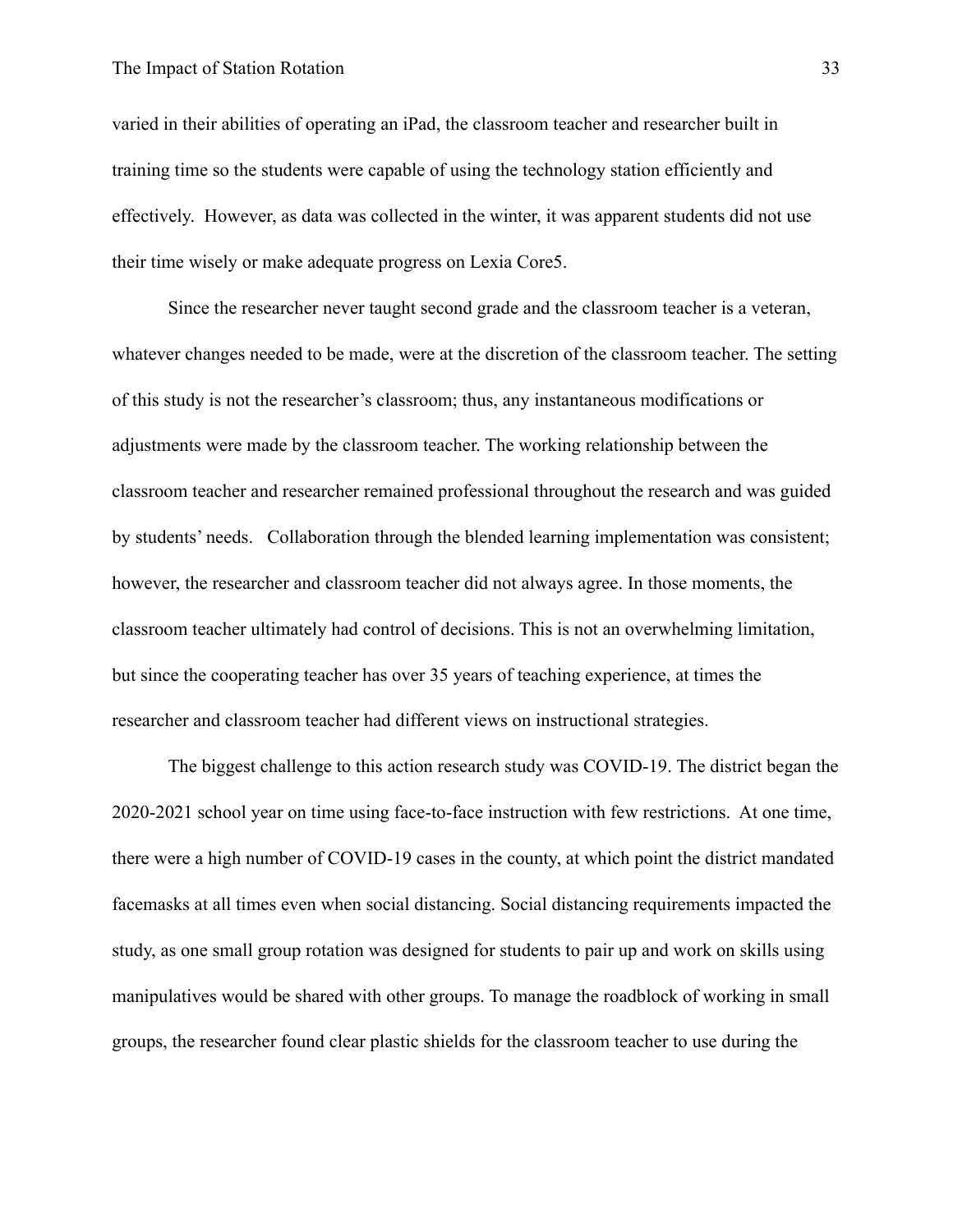varied in their abilities of operating an iPad, the classroom teacher and researcher built in training time so the students were capable of using the technology station efficiently and effectively. However, as data was collected in the winter, it was apparent students did not use their time wisely or make adequate progress on Lexia Core5.

Since the researcher never taught second grade and the classroom teacher is a veteran, whatever changes needed to be made, were at the discretion of the classroom teacher. The setting of this study is not the researcher's classroom; thus, any instantaneous modifications or adjustments were made by the classroom teacher. The working relationship between the classroom teacher and researcher remained professional throughout the research and was guided by students' needs. Collaboration through the blended learning implementation was consistent; however, the researcher and classroom teacher did not always agree. In those moments, the classroom teacher ultimately had control of decisions. This is not an overwhelming limitation, but since the cooperating teacher has over 35 years of teaching experience, at times the researcher and classroom teacher had different views on instructional strategies.

The biggest challenge to this action research study was COVID-19. The district began the 2020-2021 school year on time using face-to-face instruction with few restrictions. At one time, there were a high number of COVID-19 cases in the county, at which point the district mandated facemasks at all times even when social distancing. Social distancing requirements impacted the study, as one small group rotation was designed for students to pair up and work on skills using manipulatives would be shared with other groups. To manage the roadblock of working in small groups, the researcher found clear plastic shields for the classroom teacher to use during the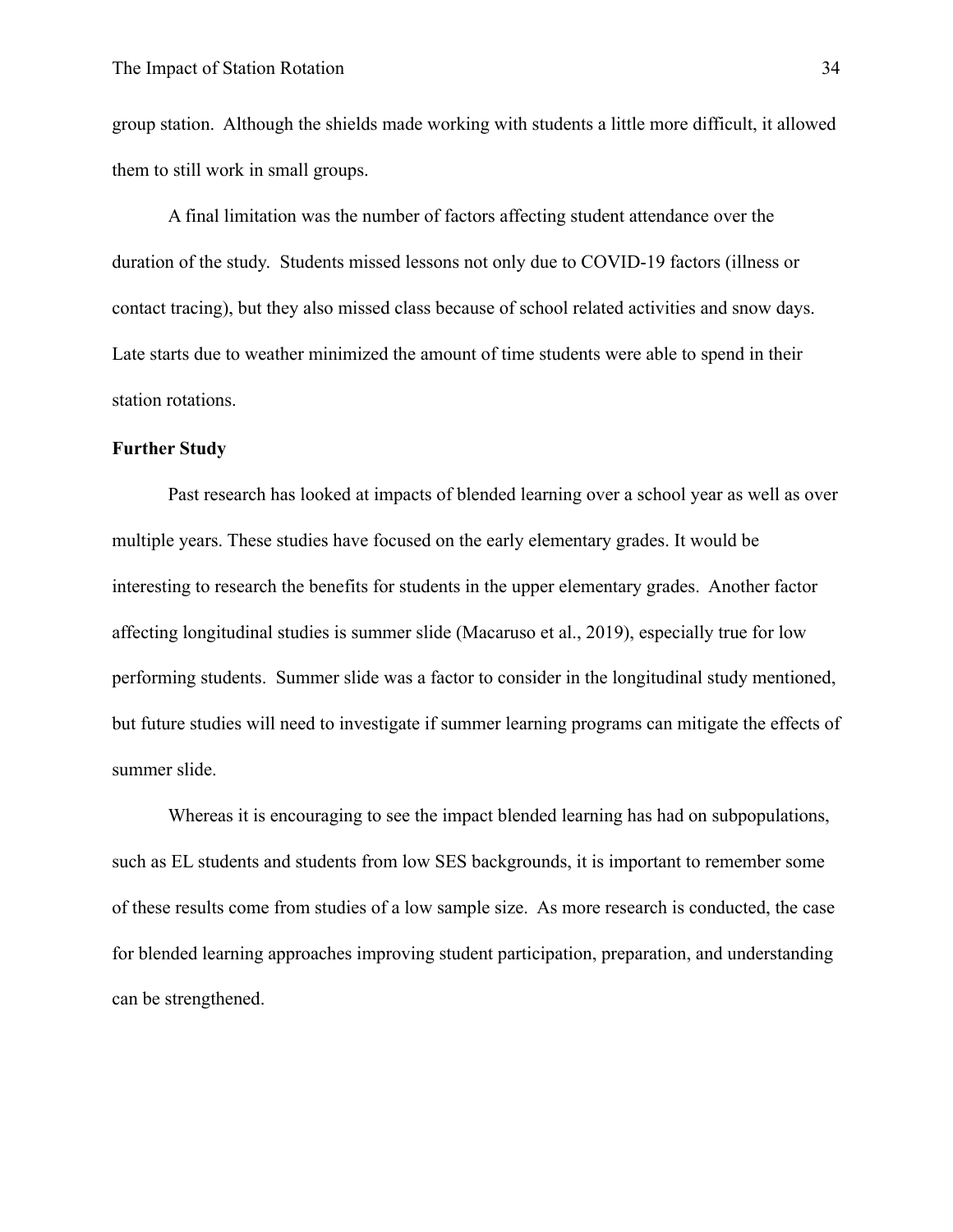group station. Although the shields made working with students a little more difficult, it allowed them to still work in small groups.

A final limitation was the number of factors affecting student attendance over the duration of the study. Students missed lessons not only due to COVID-19 factors (illness or contact tracing), but they also missed class because of school related activities and snow days. Late starts due to weather minimized the amount of time students were able to spend in their station rotations.

**Further Study**

Past research has looked at impacts of blended learning over a school year as well as over multiple years. These studies have focused on the early elementary grades. It would be interesting to research the benefits for students in the upper elementary grades. Another factor affecting longitudinal studies is summer slide (Macaruso et al., 2019), especially true for low performing students. Summer slide was a factor to consider in the longitudinal study mentioned, but future studies will need to investigate if summer learning programs can mitigate the effects of summer slide.

Whereas it is encouraging to see the impact blended learning has had on subpopulations, such as EL students and students from low SES backgrounds, it is important to remember some of these results come from studies of a low sample size. As more research is conducted, the case for blended learning approaches improving student participation, preparation, and understanding can be strengthened.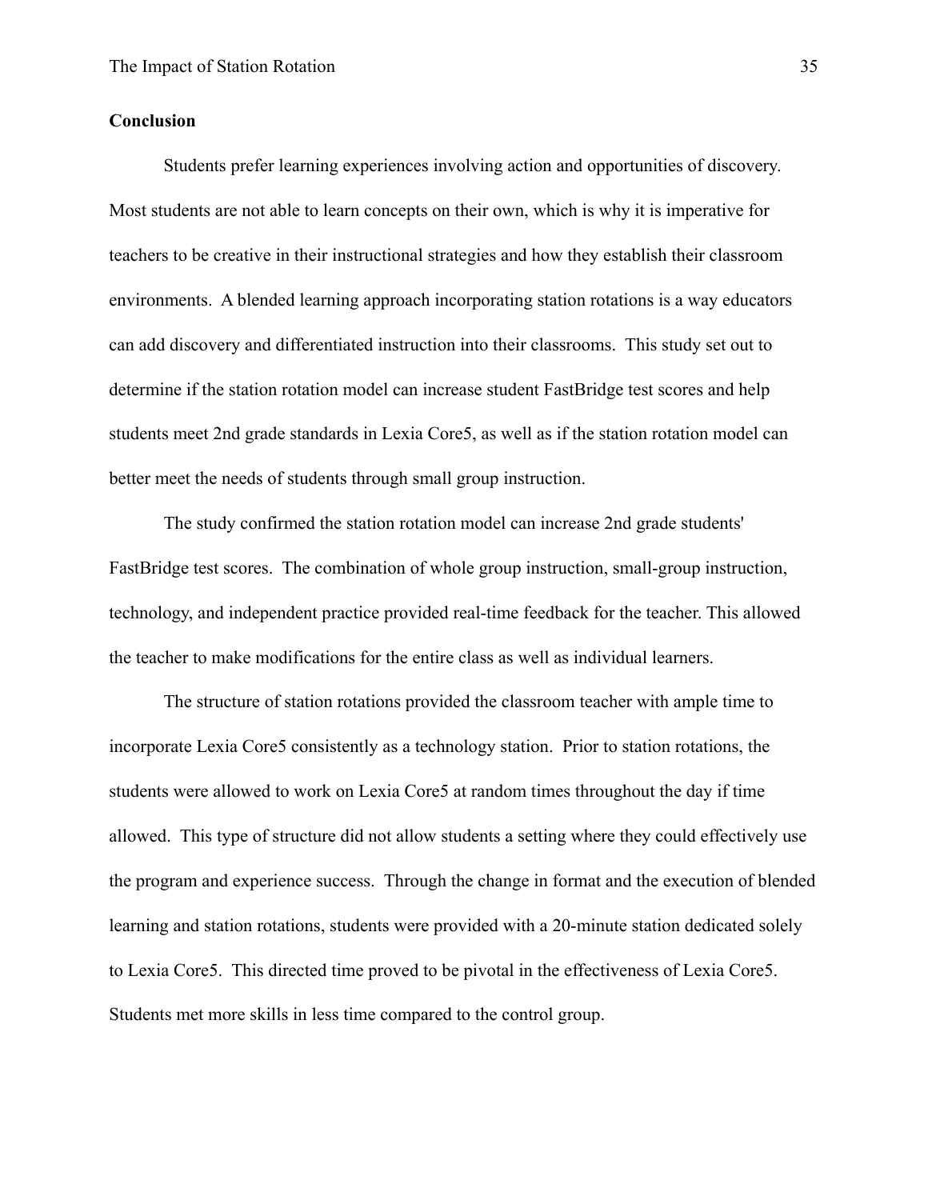**Conclusion**

Students prefer learning experiences involving action and opportunities of discovery. Most students are not able to learn concepts on their own, which is why it is imperative for teachers to be creative in their instructional strategies and how they establish their classroom environments. A blended learning approach incorporating station rotations is a way educators can add discovery and differentiated instruction into their classrooms. This study set out to determine if the station rotation model can increase student FastBridge test scores and help students meet 2nd grade standards in Lexia Core5, as well as if the station rotation model can better meet the needs of students through small group instruction.

The study confirmed the station rotation model can increase 2nd grade students' FastBridge test scores. The combination of whole group instruction, small-group instruction, technology, and independent practice provided real-time feedback for the teacher. This allowed the teacher to make modifications for the entire class as well as individual learners.

The structure of station rotations provided the classroom teacher with ample time to incorporate Lexia Core5 consistently as a technology station. Prior to station rotations, the students were allowed to work on Lexia Core5 at random times throughout the day if time allowed. This type of structure did not allow students a setting where they could effectively use the program and experience success. Through the change in format and the execution of blended learning and station rotations, students were provided with a 20-minute station dedicated solely to Lexia Core5. This directed time proved to be pivotal in the effectiveness of Lexia Core5. Students met more skills in less time compared to the control group.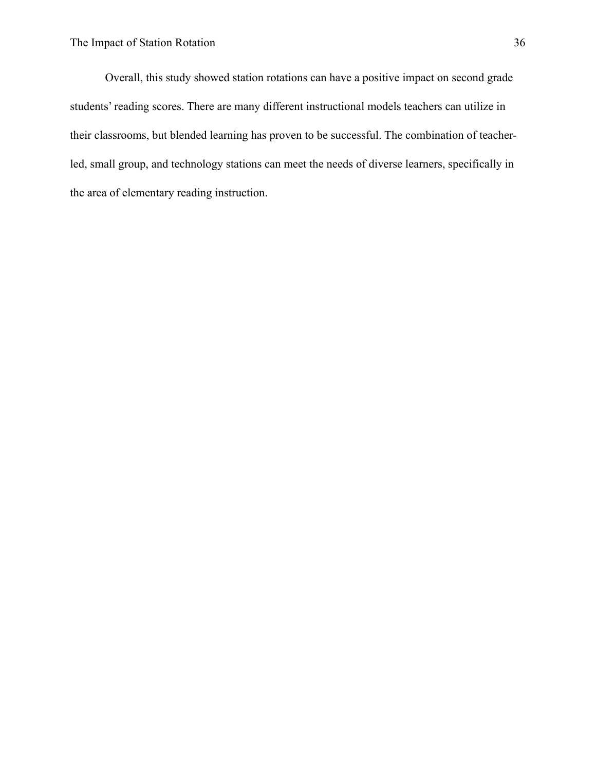Overall, this study showed station rotations can have a positive impact on second grade students' reading scores. There are many different instructional models teachers can utilize in their classrooms, but blended learning has proven to be successful. The combination of teacher-led, small group, and technology stations can meet the needs of diverse learners, specifically in the area of elementary reading instruction.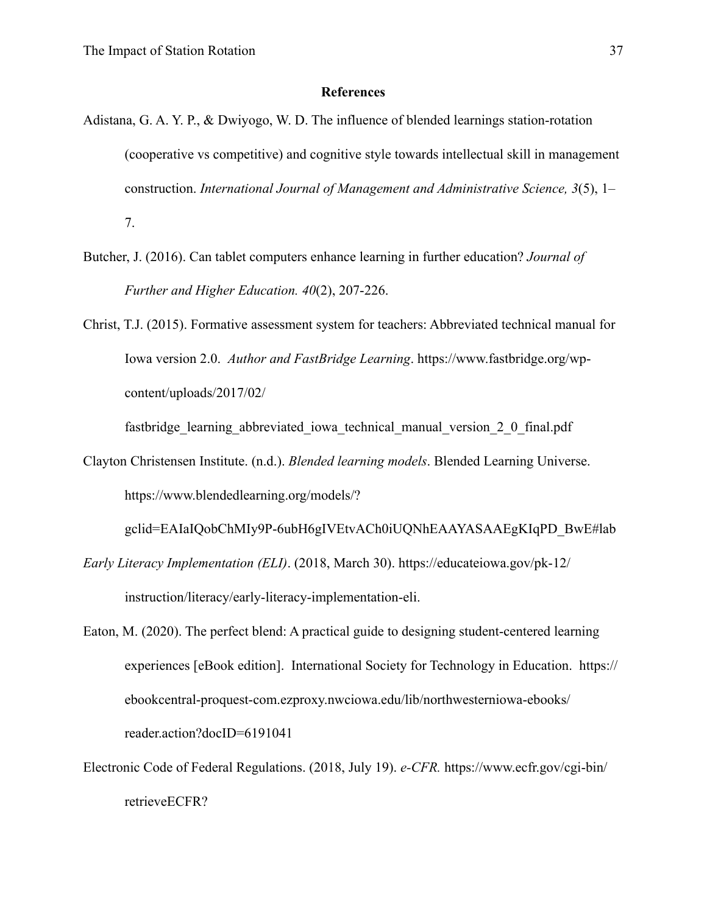**References**

Adistana, G. A. Y. P., & Dwiyogo, W. D. The influence of blended learnings station-rotation (cooperative vs competitive) and cognitive style towards intellectual skill in management construction. *International Journal of Management and Administrative Science, 3*(5), 1–7.

Butcher, J. (2016). Can tablet computers enhance learning in further education? *Journal of Further and Higher Education. 40*(2), 207-226.

Christ, T.J. (2015). Formative assessment system for teachers: Abbreviated technical manual for Iowa version 2.0. *Author and FastBridge Learning*. https://www.fastbridge.org/wp-content/uploads/2017/02/fastbridge_learning_abbreviated_iowa_technical_manual_version_2_0_final.pdf

Clayton Christensen Institute. (n.d.). *Blended learning models*. Blended Learning Universe. https://www.blendedlearning.org/models/?gclid=EAIaIQobChMIy9P-6ubH6gIVEtvACh0iUQNhEAAYASAAEgKIqPD_BwE#lab

*Early Literacy Implementation (ELI)*. (2018, March 30). https://educateiowa.gov/pk-12/instruction/literacy/early-literacy-implementation-eli.

Eaton, M. (2020). The perfect blend: A practical guide to designing student-centered learning experiences [eBook edition]. International Society for Technology in Education. https://ebookcentral-proquest-com.ezproxy.nwciowa.edu/lib/northwesterniowa-ebooks/reader.action?docID=6191041

Electronic Code of Federal Regulations. (2018, July 19). *e-CFR.* https://www.ecfr.gov/cgi-bin/retrieveECFR?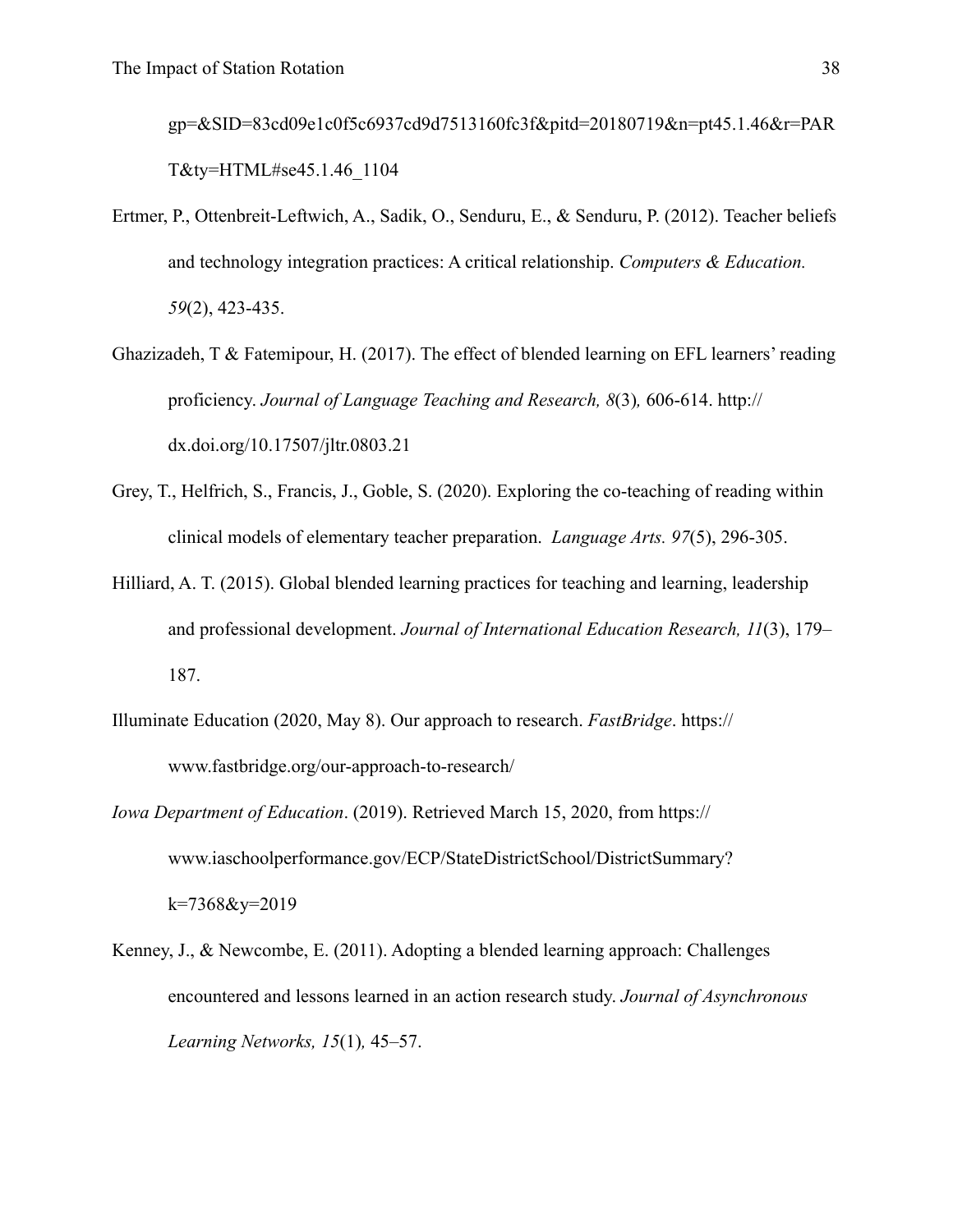gp=&SID=83cd09e1c0f5c6937cd9d7513160fc3f&pitd=20180719&n=pt45.1.46&r=PART&ty=HTML#se45.1.46_1104

Ertmer, P., Ottenbreit-Leftwich, A., Sadik, O., Senduru, E., & Senduru, P. (2012). Teacher beliefs and technology integration practices: A critical relationship. *Computers & Education. 59*(2), 423-435.

Ghazizadeh, T & Fatemipour, H. (2017). The effect of blended learning on EFL learners' reading proficiency. *Journal of Language Teaching and Research, 8*(3)*,* 606-614. http://dx.doi.org/10.17507/jltr.0803.21

Grey, T., Helfrich, S., Francis, J., Goble, S. (2020). Exploring the co-teaching of reading within clinical models of elementary teacher preparation. *Language Arts. 97*(5), 296-305.

Hilliard, A. T. (2015). Global blended learning practices for teaching and learning, leadership and professional development. *Journal of International Education Research, 11*(3), 179–187.

Illuminate Education (2020, May 8). Our approach to research. *FastBridge*. https://www.fastbridge.org/our-approach-to-research/

*Iowa Department of Education*. (2019). Retrieved March 15, 2020, from https://www.iaschoolperformance.gov/ECP/StateDistrictSchool/DistrictSummary?k=7368&y=2019

Kenney, J., & Newcombe, E. (2011). Adopting a blended learning approach: Challenges encountered and lessons learned in an action research study. *Journal of Asynchronous Learning Networks, 15*(1)*,* 45–57.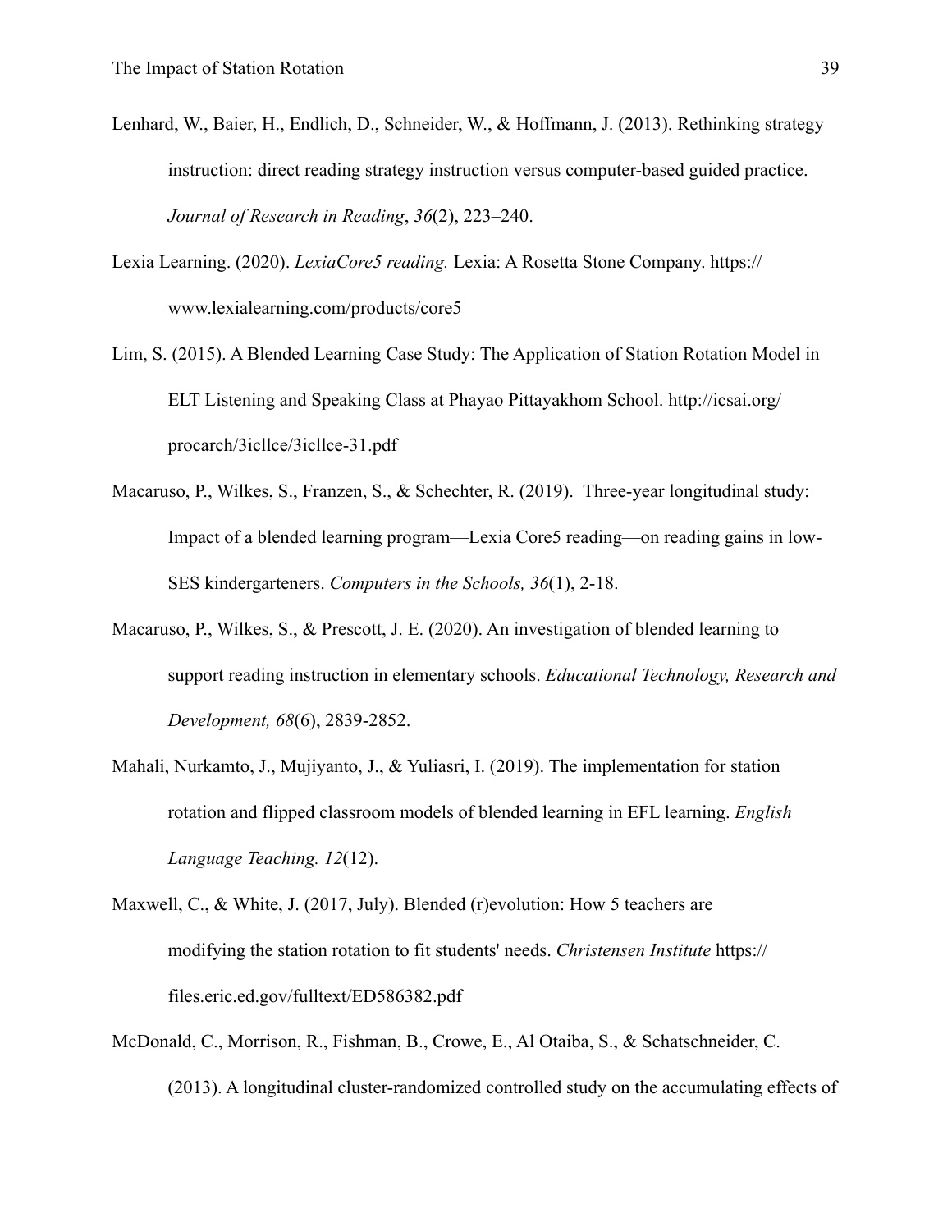Lenhard, W., Baier, H., Endlich, D., Schneider, W., & Hoffmann, J. (2013). Rethinking strategy instruction: direct reading strategy instruction versus computer-based guided practice. *Journal of Research in Reading*, *36*(2), 223–240.

Lexia Learning. (2020). *LexiaCore5 reading.* Lexia: A Rosetta Stone Company. https://www.lexialearning.com/products/core5

Lim, S. (2015). A Blended Learning Case Study: The Application of Station Rotation Model in ELT Listening and Speaking Class at Phayao Pittayakhom School. http://icsai.org/procarch/3icllce/3icllce-31.pdf

Macaruso, P., Wilkes, S., Franzen, S., & Schechter, R. (2019). Three-year longitudinal study: Impact of a blended learning program—Lexia Core5 reading—on reading gains in low-SES kindergarteners. *Computers in the Schools, 36*(1), 2-18.

Macaruso, P., Wilkes, S., & Prescott, J. E. (2020). An investigation of blended learning to support reading instruction in elementary schools. *Educational Technology, Research and Development, 68*(6), 2839-2852.

Mahali, Nurkamto, J., Mujiyanto, J., & Yuliasri, I. (2019). The implementation for station rotation and flipped classroom models of blended learning in EFL learning. *English Language Teaching. 12*(12).

Maxwell, C., & White, J. (2017, July). Blended (r)evolution: How 5 teachers are modifying the station rotation to fit students' needs. *Christensen Institute* https://files.eric.ed.gov/fulltext/ED586382.pdf

McDonald, C., Morrison, R., Fishman, B., Crowe, E., Al Otaiba, S., & Schatschneider, C. (2013). A longitudinal cluster-randomized controlled study on the accumulating effects of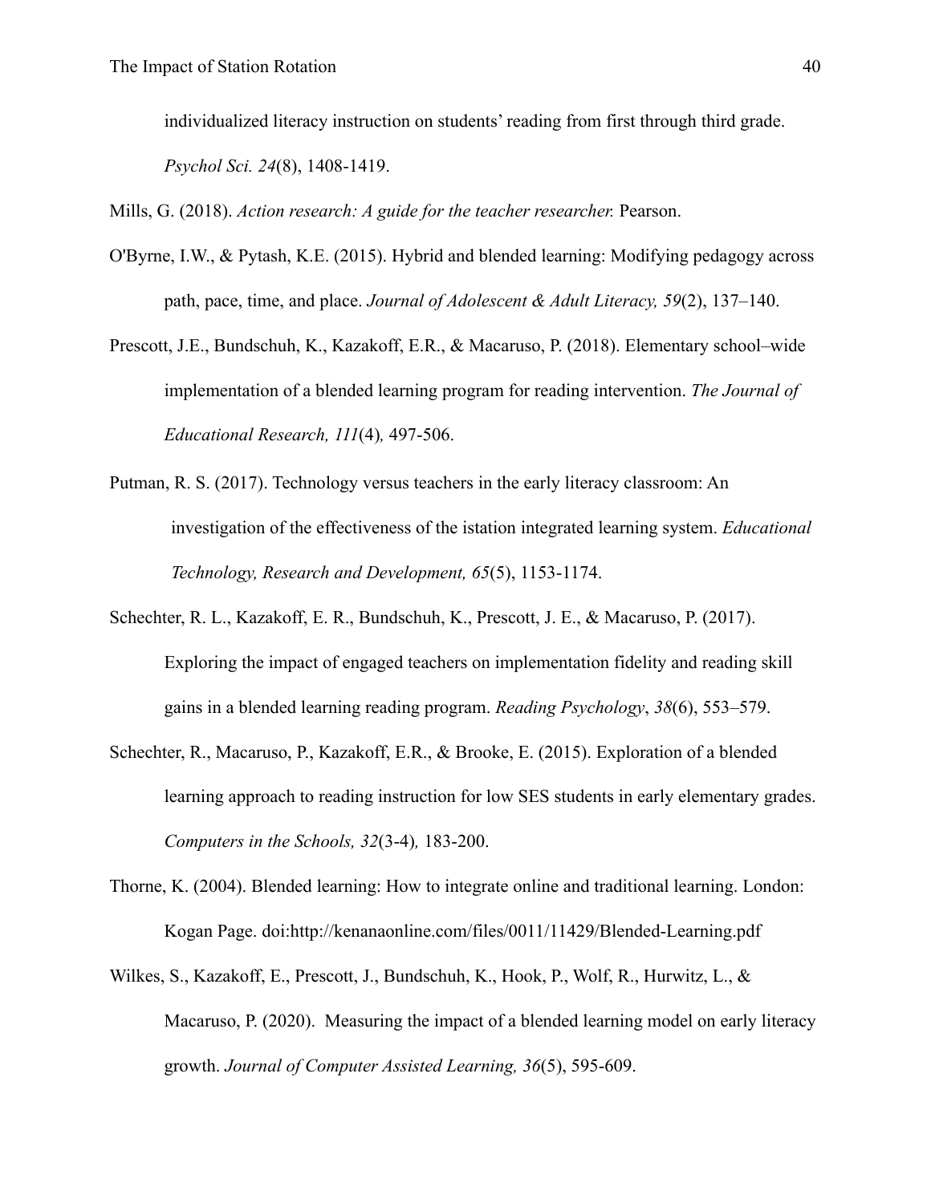individualized literacy instruction on students' reading from first through third grade. *Psychol Sci. 24*(8), 1408-1419.

Mills, G. (2018). *Action research: A guide for the teacher researcher.* Pearson.

O'Byrne, I.W., & Pytash, K.E. (2015). Hybrid and blended learning: Modifying pedagogy across path, pace, time, and place. *Journal of Adolescent & Adult Literacy, 59*(2), 137–140.

Prescott, J.E., Bundschuh, K., Kazakoff, E.R., & Macaruso, P. (2018). Elementary school–wide implementation of a blended learning program for reading intervention. *The Journal of Educational Research, 111*(4)*,* 497-506.

Putman, R. S. (2017). Technology versus teachers in the early literacy classroom: An investigation of the effectiveness of the istation integrated learning system. *Educational Technology, Research and Development, 65*(5), 1153-1174.

Schechter, R. L., Kazakoff, E. R., Bundschuh, K., Prescott, J. E., & Macaruso, P. (2017). Exploring the impact of engaged teachers on implementation fidelity and reading skill gains in a blended learning reading program. *Reading Psychology*, *38*(6), 553–579.

Schechter, R., Macaruso, P., Kazakoff, E.R., & Brooke, E. (2015). Exploration of a blended learning approach to reading instruction for low SES students in early elementary grades. *Computers in the Schools, 32*(3-4)*,* 183-200.

Thorne, K. (2004). Blended learning: How to integrate online and traditional learning. London: Kogan Page. doi:http://kenanaonline.com/files/0011/11429/Blended-Learning.pdf

Wilkes, S., Kazakoff, E., Prescott, J., Bundschuh, K., Hook, P., Wolf, R., Hurwitz, L., & Macaruso, P. (2020). Measuring the impact of a blended learning model on early literacy growth. *Journal of Computer Assisted Learning, 36*(5), 595-609.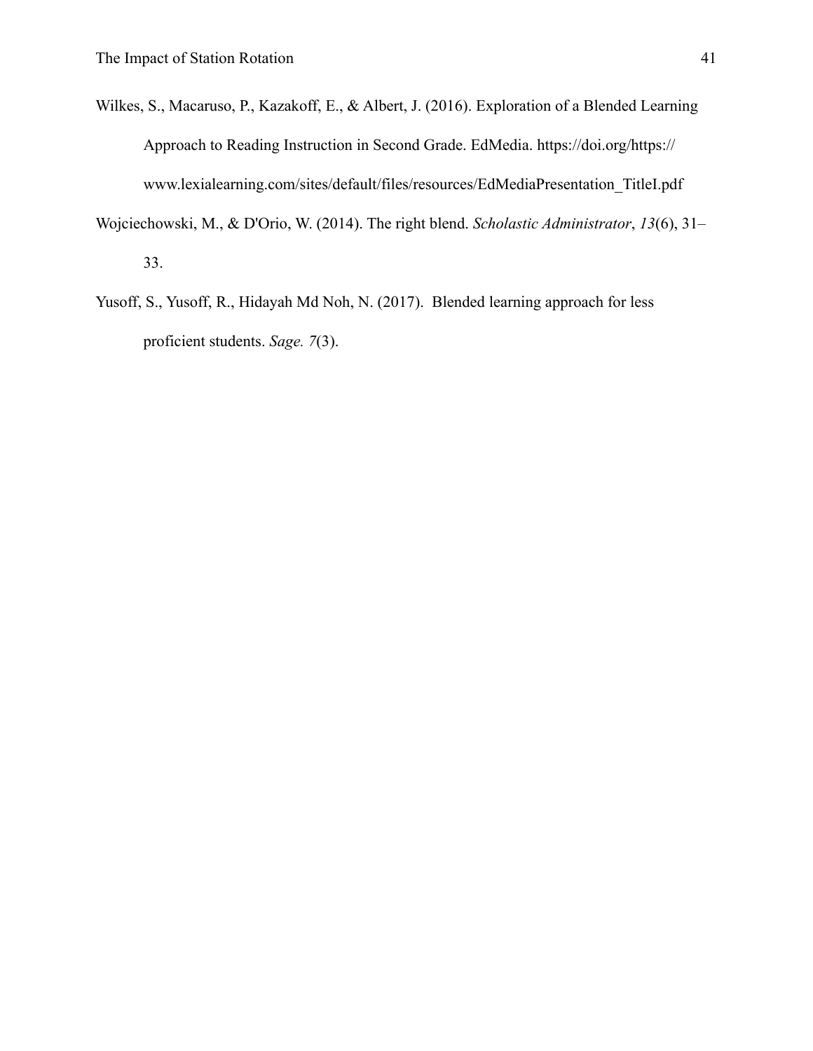Wilkes, S., Macaruso, P., Kazakoff, E., & Albert, J. (2016). Exploration of a Blended Learning Approach to Reading Instruction in Second Grade. EdMedia. https://doi.org/https://www.lexialearning.com/sites/default/files/resources/EdMediaPresentation_TitleI.pdf

Wojciechowski, M., & D'Orio, W. (2014). The right blend. *Scholastic Administrator*, *13*(6), 31–33.

Yusoff, S., Yusoff, R., Hidayah Md Noh, N. (2017). Blended learning approach for less proficient students. *Sage. 7*(3).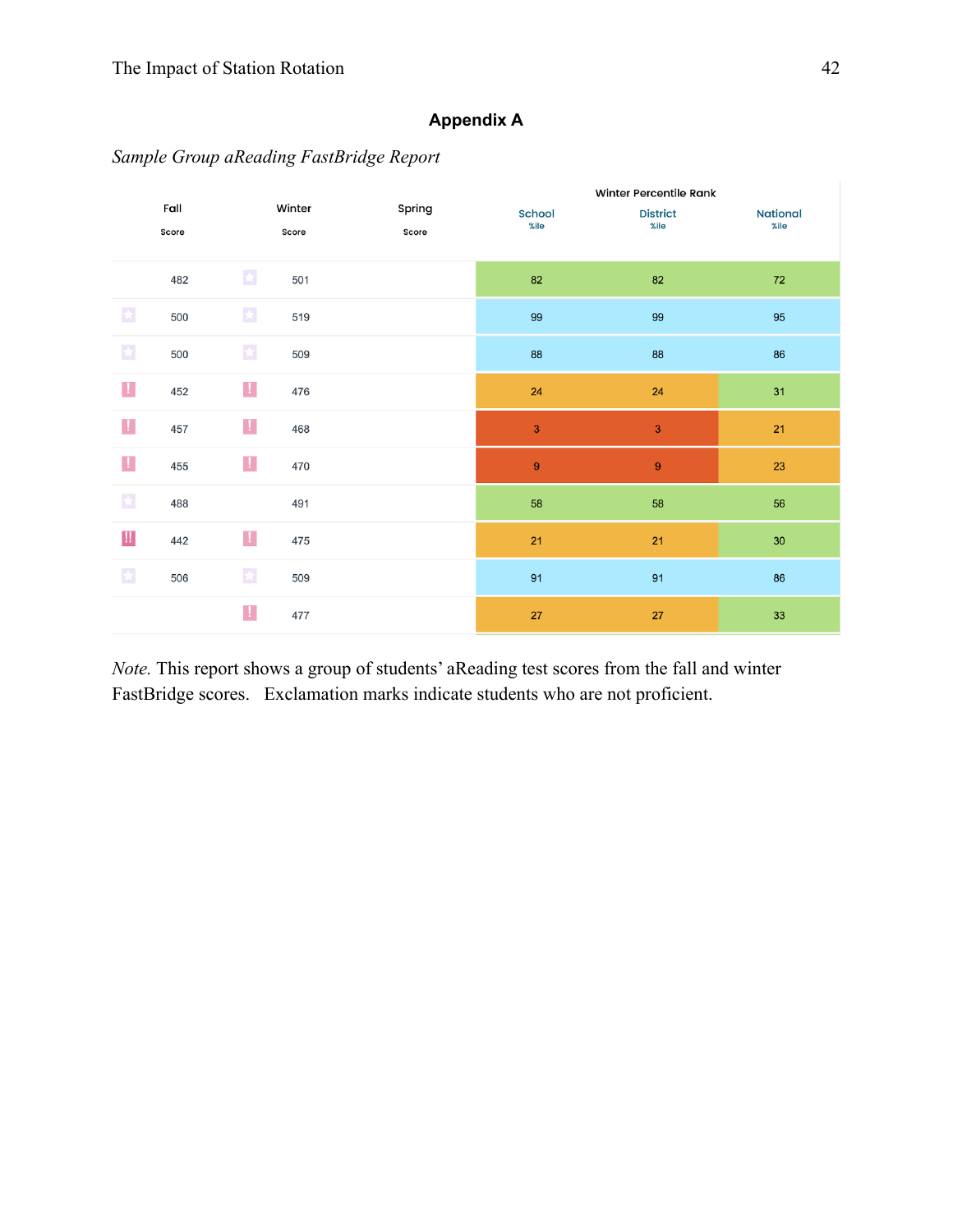## Appendix A

*Sample Group aReading FastBridge Report*

| Fall Score | Winter Score | Spring Score | Winter Percentile Rank School %ile | District %ile | National %ile |
|---|---|---|---|---|---|
| 482 | 501 | | 82 | 82 | 72 |
| 500 | 519 | | 99 | 99 | 95 |
| 500 | 509 | | 88 | 88 | 86 |
| ! 452 | ! 476 | | 24 | 24 | 31 |
| ! 457 | ! 468 | | 3 | 3 | 21 |
| ! 455 | ! 470 | | 9 | 9 | 23 |
| 488 | 491 | | 58 | 58 | 56 |
| !! 442 | ! 475 | | 21 | 21 | 30 |
| 506 | 509 | | 91 | 91 | 86 |
| | ! 477 | | 27 | 27 | 33 |

*Note.* This report shows a group of students' aReading test scores from the fall and winter FastBridge scores. Exclamation marks indicate students who are not proficient.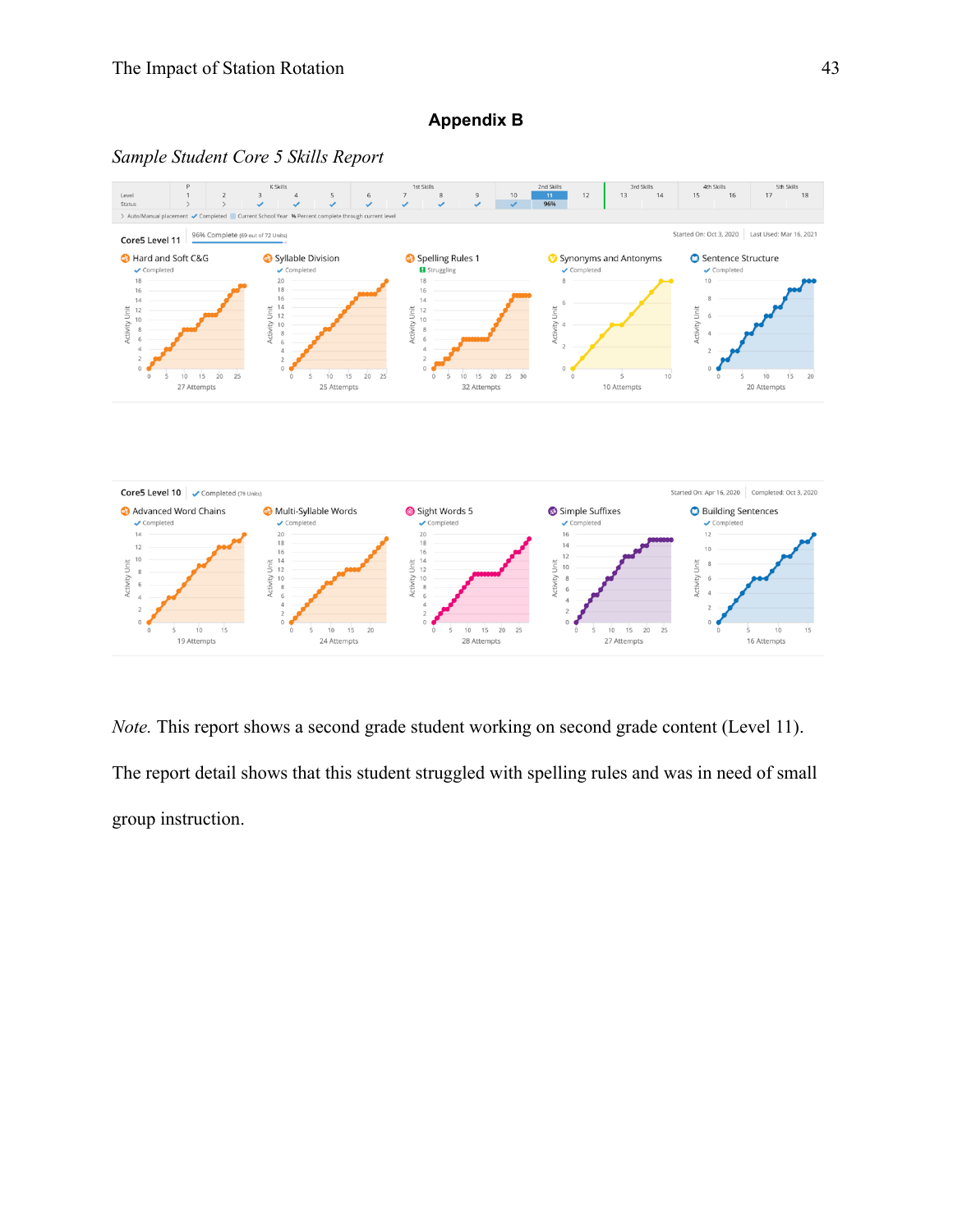## Appendix B

*Sample Student Core 5 Skills Report*

Level: P, 1, 2, 3, 4, 5, 6, 7, 8, 9, 10, 11, 12, 13, 14, 15, 16, 17, 18
K Skills | 1st Skills | 2nd Skills | 3rd Skills | 4th Skills | 5th Skills
Status
96%
Auto/Manual placement ✓ Completed Current School Year % Percent complete through current level

Core5 Level 11 | 96% Complete (69 out of 72 Units) | Started On: Oct 3, 2020 | Last Used: Mar 16, 2021

Hard and Soft C&G — Completed — 27 Attempts
Syllable Division — Completed — 25 Attempts
Spelling Rules 1 — Struggling — 32 Attempts
Synonyms and Antonyms — Completed — 10 Attempts
Sentence Structure — Completed — 20 Attempts

Core5 Level 10 | Completed (79 Units) | Started On: Apr 16, 2020 | Completed: Oct 3, 2020

Advanced Word Chains — Completed — 19 Attempts
Multi-Syllable Words — Completed — 24 Attempts
Sight Words 5 — Completed — 28 Attempts
Simple Suffixes — Completed — 27 Attempts
Building Sentences — Completed — 16 Attempts

Activity Unit

*Note.* This report shows a second grade student working on second grade content (Level 11). The report detail shows that this student struggled with spelling rules and was in need of small group instruction.